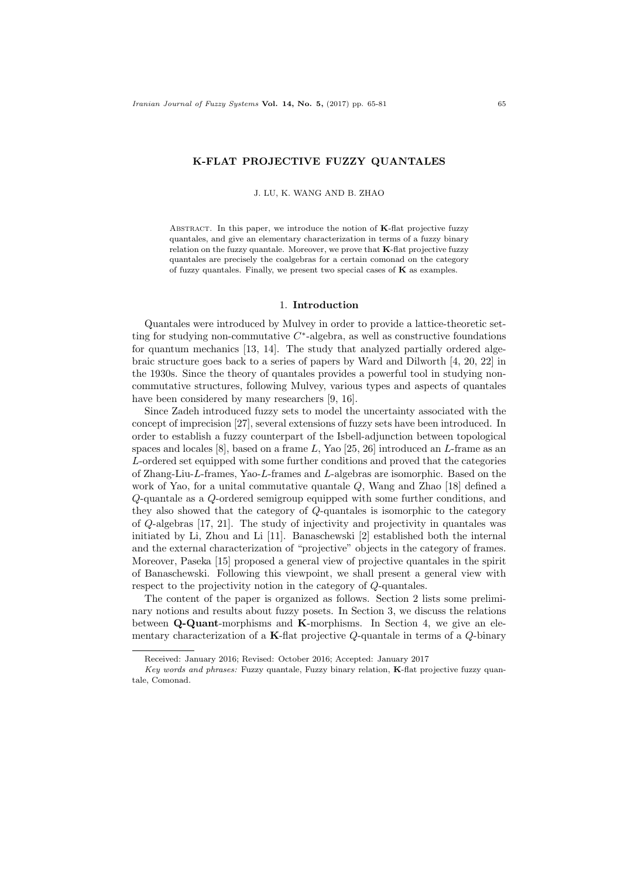# K-FLAT PROJECTIVE FUZZY QUANTALES

J. LU, K. WANG AND B. ZHAO

Abstract. In this paper, we introduce the notion of **K**-flat projective fuzzy quantales, and give an elementary characterization in terms of a fuzzy binary relation on the fuzzy quantale. Moreover, we prove that **K**-flat projective fuzzy quantales are precisely the coalgebras for a certain comonad on the category of fuzzy quantales. Finally, we present two special cases of **K** as examples.

## 1. Introduction

Quantales were introduced by Mulvey in order to provide a lattice-theoretic setting for studying non-commutative $C^*$-algebra, as well as constructive foundations for quantum mechanics [13, 14]. The study that analyzed partially ordered algebraic structure goes back to a series of papers by Ward and Dilworth [4, 20, 22] in the 1930s. Since the theory of quantales provides a powerful tool in studying non-commutative structures, following Mulvey, various types and aspects of quantales have been considered by many researchers [9, 16].

Since Zadeh introduced fuzzy sets to model the uncertainty associated with the concept of imprecision [27], several extensions of fuzzy sets have been introduced. In order to establish a fuzzy counterpart of the Isbell-adjunction between topological spaces and locales [8], based on a frame $L$, Yao [25, 26] introduced an $L$-frame as an $L$-ordered set equipped with some further conditions and proved that the categories of Zhang-Liu-$L$-frames, Yao-$L$-frames and $L$-algebras are isomorphic. Based on the work of Yao, for a unital commutative quantale $Q$, Wang and Zhao [18] defined a $Q$-quantale as a $Q$-ordered semigroup equipped with some further conditions, and they also showed that the category of $Q$-quantales is isomorphic to the category of $Q$-algebras [17, 21]. The study of injectivity and projectivity in quantales was initiated by Li, Zhou and Li [11]. Banaschewski [2] established both the internal and the external characterization of "projective" objects in the category of frames. Moreover, Paseka [15] proposed a general view of projective quantales in the spirit of Banaschewski. Following this viewpoint, we shall present a general view with respect to the projectivity notion in the category of $Q$-quantales.

The content of the paper is organized as follows. Section 2 lists some preliminary notions and results about fuzzy posets. In Section 3, we discuss the relations between **Q-Quant**-morphisms and **K**-morphisms. In Section 4, we give an elementary characterization of a **K**-flat projective $Q$-quantale in terms of a $Q$-binary

Received: January 2016; Revised: October 2016; Accepted: January 2017

*Key words and phrases:* Fuzzy quantale, Fuzzy binary relation, **K**-flat projective fuzzy quantale, Comonad.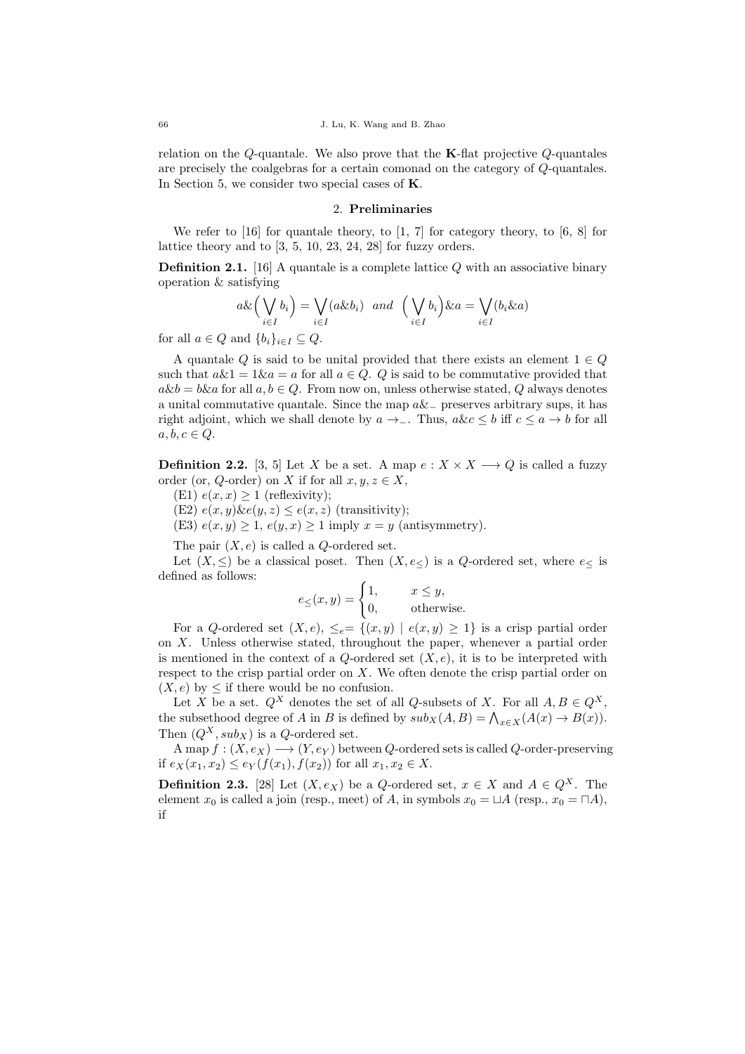relation on the $Q$-quantale. We also prove that the **K**-flat projective $Q$-quantales are precisely the coalgebras for a certain comonad on the category of $Q$-quantales. In Section 5, we consider two special cases of **K**.

## 2. Preliminaries

We refer to [16] for quantale theory, to [1, 7] for category theory, to [6, 8] for lattice theory and to [3, 5, 10, 23, 24, 28] for fuzzy orders.

**Definition 2.1.** [16] A quantale is a complete lattice $Q$ with an associative binary operation & satisfying

$$a\&\Big(\bigvee_{i\in I} b_i\Big) = \bigvee_{i\in I}(a\&b_i) \ \ and \ \ \Big(\bigvee_{i\in I} b_i\Big)\&a = \bigvee_{i\in I}(b_i\&a)$$

for all $a \in Q$ and $\{b_i\}_{i\in I} \subseteq Q$.

A quantale $Q$ is said to be unital provided that there exists an element $1 \in Q$ such that $a\&1 = 1\&a = a$ for all $a \in Q$. $Q$ is said to be commutative provided that $a\&b = b\&a$ for all $a, b \in Q$. From now on, unless otherwise stated, $Q$ always denotes a unital commutative quantale. Since the map $a\&\_$ preserves arbitrary sups, it has right adjoint, which we shall denote by $a \to \_$. Thus, $a\&c \leq b$ iff $c \leq a \to b$ for all $a, b, c \in Q$.

**Definition 2.2.** [3, 5] Let $X$ be a set. A map $e : X \times X \longrightarrow Q$ is called a fuzzy order (or, $Q$-order) on $X$ if for all $x, y, z \in X$,

(E1) $e(x, x) \geq 1$ (reflexivity);

(E2) $e(x, y)\&e(y, z) \leq e(x, z)$ (transitivity);

(E3) $e(x, y) \geq 1$, $e(y, x) \geq 1$ imply $x = y$ (antisymmetry).

The pair $(X, e)$ is called a $Q$-ordered set.

Let $(X, \leq)$ be a classical poset. Then $(X, e_{\leq})$ is a $Q$-ordered set, where $e_{\leq}$ is defined as follows:

$$e_{\leq}(x, y) = \begin{cases} 1, & x \leq y, \\ 0, & \text{otherwise.} \end{cases}$$

For a $Q$-ordered set $(X, e)$, $\leq_e = \{(x, y) \mid e(x, y) \geq 1\}$ is a crisp partial order on $X$. Unless otherwise stated, throughout the paper, whenever a partial order is mentioned in the context of a $Q$-ordered set $(X, e)$, it is to be interpreted with respect to the crisp partial order on $X$. We often denote the crisp partial order on $(X, e)$ by $\leq$ if there would be no confusion.

Let $X$ be a set. $Q^X$ denotes the set of all $Q$-subsets of $X$. For all $A, B \in Q^X$, the subsethood degree of $A$ in $B$ is defined by $sub_X(A, B) = \bigwedge_{x\in X}(A(x) \to B(x))$. Then $(Q^X, sub_X)$ is a $Q$-ordered set.

A map $f : (X, e_X) \longrightarrow (Y, e_Y)$ between $Q$-ordered sets is called $Q$-order-preserving if $e_X(x_1, x_2) \leq e_Y(f(x_1), f(x_2))$ for all $x_1, x_2 \in X$.

**Definition 2.3.** [28] Let $(X, e_X)$ be a $Q$-ordered set, $x \in X$ and $A \in Q^X$. The element $x_0$ is called a join (resp., meet) of $A$, in symbols $x_0 = \sqcup A$ (resp., $x_0 = \sqcap A$), if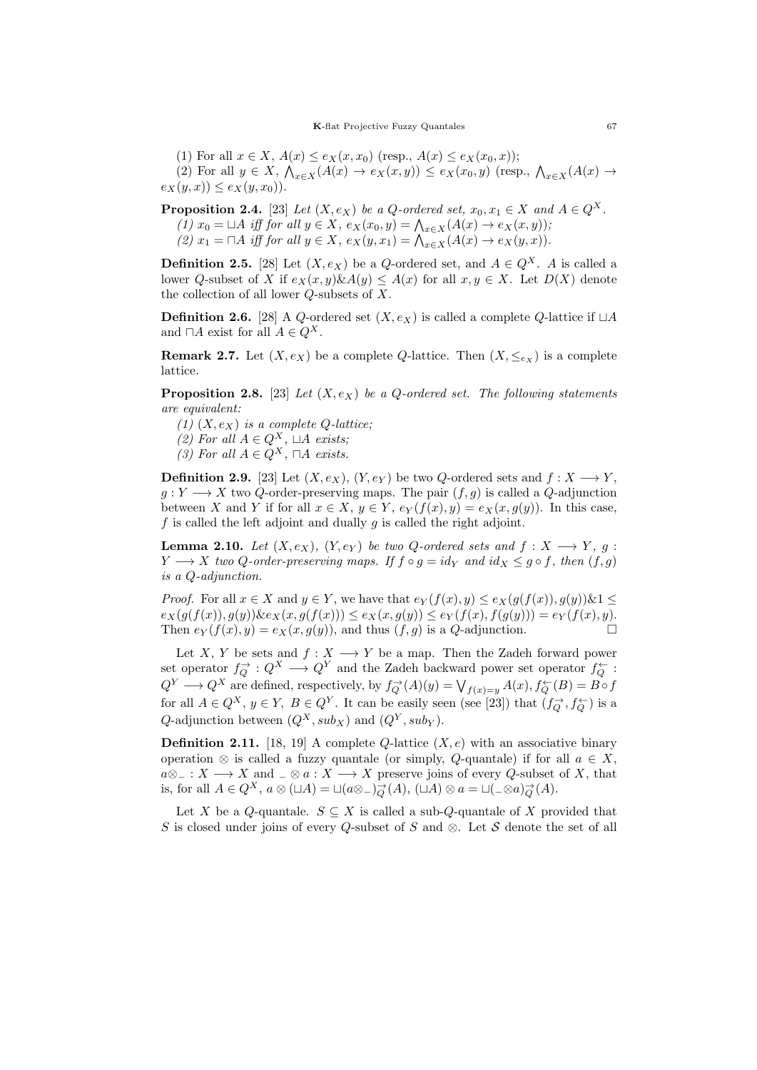(1) For all $x \in X$, $A(x) \leq e_X(x, x_0)$ (resp., $A(x) \leq e_X(x_0, x)$);

(2) For all $y \in X$, $\bigwedge_{x \in X}(A(x) \to e_X(x, y)) \leq e_X(x_0, y)$ (resp., $\bigwedge_{x \in X}(A(x) \to e_X(y, x)) \leq e_X(y, x_0)$).

**Proposition 2.4.** [23] *Let $(X, e_X)$ be a $Q$-ordered set, $x_0, x_1 \in X$ and $A \in Q^X$.*

*(1) $x_0 = \sqcup A$ iff for all $y \in X$, $e_X(x_0, y) = \bigwedge_{x \in X}(A(x) \to e_X(x, y))$;*

*(2) $x_1 = \sqcap A$ iff for all $y \in X$, $e_X(y, x_1) = \bigwedge_{x \in X}(A(x) \to e_X(y, x))$.*

**Definition 2.5.** [28] Let $(X, e_X)$ be a $Q$-ordered set, and $A \in Q^X$. $A$ is called a lower $Q$-subset of $X$ if $e_X(x, y)\&A(y) \leq A(x)$ for all $x, y \in X$. Let $D(X)$ denote the collection of all lower $Q$-subsets of $X$.

**Definition 2.6.** [28] A $Q$-ordered set $(X, e_X)$ is called a complete $Q$-lattice if $\sqcup A$ and $\sqcap A$ exist for all $A \in Q^X$.

**Remark 2.7.** Let $(X, e_X)$ be a complete $Q$-lattice. Then $(X, \leq_{e_X})$ is a complete lattice.

**Proposition 2.8.** [23] *Let $(X, e_X)$ be a $Q$-ordered set. The following statements are equivalent:*

*(1) $(X, e_X)$ is a complete $Q$-lattice;*

*(2) For all $A \in Q^X$, $\sqcup A$ exists;*

*(3) For all $A \in Q^X$, $\sqcap A$ exists.*

**Definition 2.9.** [23] Let $(X, e_X)$, $(Y, e_Y)$ be two $Q$-ordered sets and $f : X \longrightarrow Y$, $g : Y \longrightarrow X$ two $Q$-order-preserving maps. The pair $(f, g)$ is called a $Q$-adjunction between $X$ and $Y$ if for all $x \in X$, $y \in Y$, $e_Y(f(x), y) = e_X(x, g(y))$. In this case, $f$ is called the left adjoint and dually $g$ is called the right adjoint.

**Lemma 2.10.** *Let $(X, e_X)$, $(Y, e_Y)$ be two $Q$-ordered sets and $f : X \longrightarrow Y$, $g : Y \longrightarrow X$ two $Q$-order-preserving maps. If $f \circ g = id_Y$ and $id_X \leq g \circ f$, then $(f, g)$ is a $Q$-adjunction.*

*Proof.* For all $x \in X$ and $y \in Y$, we have that $e_Y(f(x), y) \leq e_X(g(f(x)), g(y))\&1 \leq e_X(g(f(x)), g(y))\&e_X(x, g(f(x))) \leq e_X(x, g(y)) \leq e_Y(f(x), f(g(y))) = e_Y(f(x), y)$. Then $e_Y(f(x), y) = e_X(x, g(y))$, and thus $(f, g)$ is a $Q$-adjunction. $\square$

Let $X$, $Y$ be sets and $f : X \longrightarrow Y$ be a map. Then the Zadeh forward power set operator $f_Q^{\rightarrow} : Q^X \longrightarrow Q^Y$ and the Zadeh backward power set operator $f_Q^{\leftarrow} : Q^Y \longrightarrow Q^X$ are defined, respectively, by $f_Q^{\rightarrow}(A)(y) = \bigvee_{f(x)=y} A(x)$, $f_Q^{\leftarrow}(B) = B \circ f$ for all $A \in Q^X$, $y \in Y$, $B \in Q^Y$. It can be easily seen (see [23]) that $(f_Q^{\rightarrow}, f_Q^{\leftarrow})$ is a $Q$-adjunction between $(Q^X, sub_X)$ and $(Q^Y, sub_Y)$.

**Definition 2.11.** [18, 19] A complete $Q$-lattice $(X, e)$ with an associative binary operation $\otimes$ is called a fuzzy quantale (or simply, $Q$-quantale) if for all $a \in X$, $a \otimes \_ : X \longrightarrow X$ and $\_ \otimes a : X \longrightarrow X$ preserve joins of every $Q$-subset of $X$, that is, for all $A \in Q^X$, $a \otimes (\sqcup A) = \sqcup (a \otimes \_)_Q^{\rightarrow}(A)$, $(\sqcup A) \otimes a = \sqcup (\_ \otimes a)_Q^{\rightarrow}(A)$.

Let $X$ be a $Q$-quantale. $S \subseteq X$ is called a sub-$Q$-quantale of $X$ provided that $S$ is closed under joins of every $Q$-subset of $S$ and $\otimes$. Let $\mathcal{S}$ denote the set of all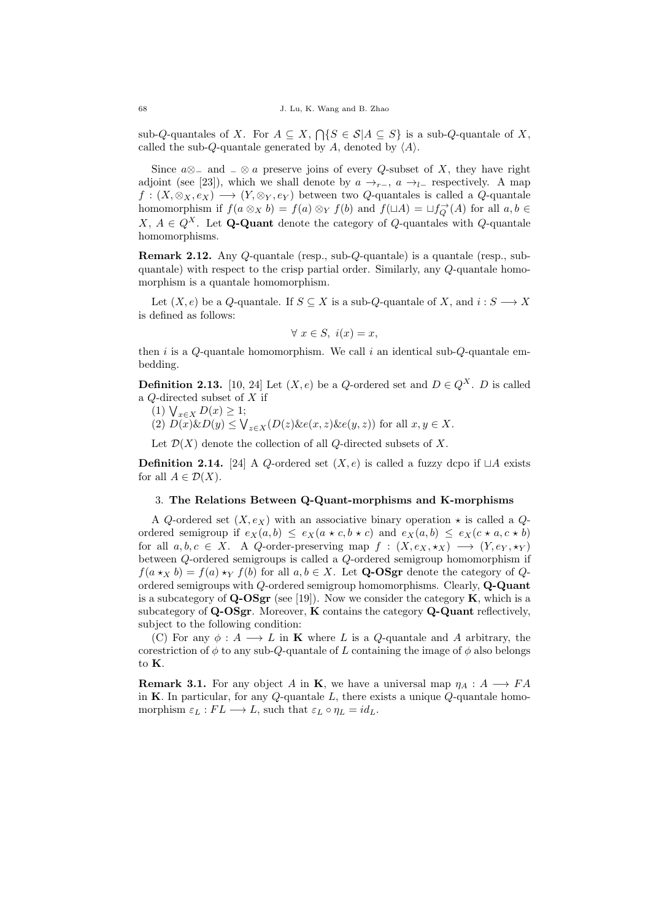sub-$Q$-quantales of $X$. For $A \subseteq X$, $\bigcap\{S \in \mathcal{S} | A \subseteq S\}$ is a sub-$Q$-quantale of $X$, called the sub-$Q$-quantale generated by $A$, denoted by $\langle A \rangle$.

Since $a \otimes \_$ and $\_ \otimes a$ preserve joins of every $Q$-subset of $X$, they have right adjoint (see [23]), which we shall denote by $a \to_{r} \_$, $a \to_{l} \_$ respectively. A map $f : (X, \otimes_X, e_X) \longrightarrow (Y, \otimes_Y, e_Y)$ between two $Q$-quantales is called a $Q$-quantale homomorphism if $f(a \otimes_X b) = f(a) \otimes_Y f(b)$ and $f(\sqcup A) = \sqcup f_Q^{\rightarrow}(A)$ for all $a, b \in X$, $A \in Q^X$. Let **Q-Quant** denote the category of $Q$-quantales with $Q$-quantale homomorphisms.

**Remark 2.12.** Any $Q$-quantale (resp., sub-$Q$-quantale) is a quantale (resp., subquantale) with respect to the crisp partial order. Similarly, any $Q$-quantale homomorphism is a quantale homomorphism.

Let $(X, e)$ be a $Q$-quantale. If $S \subseteq X$ is a sub-$Q$-quantale of $X$, and $i : S \longrightarrow X$ is defined as follows:

$$\forall\ x \in S,\ i(x) = x,$$

then $i$ is a $Q$-quantale homomorphism. We call $i$ an identical sub-$Q$-quantale embedding.

**Definition 2.13.** [10, 24] Let $(X, e)$ be a $Q$-ordered set and $D \in Q^X$. $D$ is called a $Q$-directed subset of $X$ if

(1) $\bigvee_{x \in X} D(x) \geq 1$;

(2) $D(x) \& D(y) \leq \bigvee_{z \in X} (D(z) \& e(x, z) \& e(y, z))$ for all $x, y \in X$.

Let $\mathcal{D}(X)$ denote the collection of all $Q$-directed subsets of $X$.

**Definition 2.14.** [24] A $Q$-ordered set $(X, e)$ is called a fuzzy dcpo if $\sqcup A$ exists for all $A \in \mathcal{D}(X)$.

## 3. The Relations Between Q-Quant-morphisms and K-morphisms

A $Q$-ordered set $(X, e_X)$ with an associative binary operation $\star$ is called a $Q$-ordered semigroup if $e_X(a, b) \leq e_X(a \star c, b \star c)$ and $e_X(a, b) \leq e_X(c \star a, c \star b)$ for all $a, b, c \in X$. A $Q$-order-preserving map $f : (X, e_X, \star_X) \longrightarrow (Y, e_Y, \star_Y)$ between $Q$-ordered semigroups is called a $Q$-ordered semigroup homomorphism if $f(a \star_X b) = f(a) \star_Y f(b)$ for all $a, b \in X$. Let **Q-OSgr** denote the category of $Q$-ordered semigroups with $Q$-ordered semigroup homomorphisms. Clearly, **Q-Quant** is a subcategory of **Q-OSgr** (see [19]). Now we consider the category **K**, which is a subcategory of **Q-OSgr**. Moreover, **K** contains the category **Q-Quant** reflectively, subject to the following condition:

(C) For any $\phi : A \longrightarrow L$ in **K** where $L$ is a $Q$-quantale and $A$ arbitrary, the corestriction of $\phi$ to any sub-$Q$-quantale of $L$ containing the image of $\phi$ also belongs to **K**.

**Remark 3.1.** For any object $A$ in **K**, we have a universal map $\eta_A : A \longrightarrow FA$ in **K**. In particular, for any $Q$-quantale $L$, there exists a unique $Q$-quantale homomorphism $\varepsilon_L : FL \longrightarrow L$, such that $\varepsilon_L \circ \eta_L = id_L$.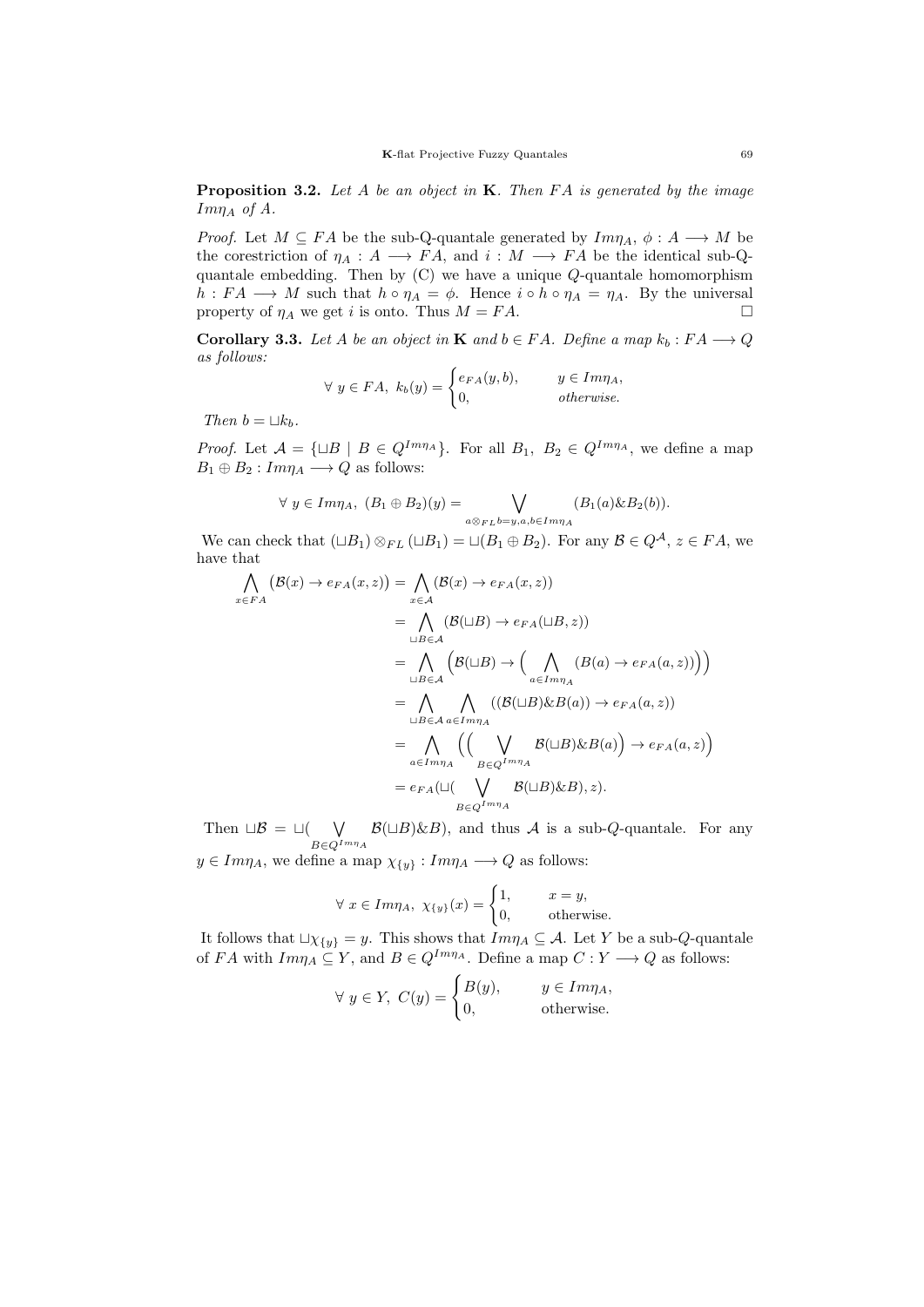**Proposition 3.2.** *Let $A$ be an object in* $\mathbf{K}$. *Then $FA$ is generated by the image $Im\eta_A$ of $A$.*

*Proof.* Let $M \subseteq FA$ be the sub-Q-quantale generated by $Im\eta_A$, $\phi : A \longrightarrow M$ be the corestriction of $\eta_A : A \longrightarrow FA$, and $i : M \longrightarrow FA$ be the identical sub-Q-quantale embedding. Then by (C) we have a unique $Q$-quantale homomorphism $h : FA \longrightarrow M$ such that $h \circ \eta_A = \phi$. Hence $i \circ h \circ \eta_A = \eta_A$. By the universal property of $\eta_A$ we get $i$ is onto. Thus $M = FA$. □

**Corollary 3.3.** *Let $A$ be an object in* $\mathbf{K}$ *and $b \in FA$. Define a map $k_b : FA \longrightarrow Q$ as follows:*

$$\forall\ y \in FA,\ k_b(y) = \begin{cases} e_{FA}(y, b), & y \in Im\eta_A, \\ 0, & otherwise. \end{cases}$$

*Then $b = \sqcup k_b$.*

*Proof.* Let $\mathcal{A} = \{\sqcup B \mid B \in Q^{Im\eta_A}\}$. For all $B_1,\ B_2 \in Q^{Im\eta_A}$, we define a map $B_1 \oplus B_2 : Im\eta_A \longrightarrow Q$ as follows:

$$\forall\ y \in Im\eta_A,\ (B_1 \oplus B_2)(y) = \bigvee_{a \otimes_{FL} b = y, a, b \in Im\eta_A} (B_1(a) \& B_2(b)).$$

We can check that $(\sqcup B_1) \otimes_{FL} (\sqcup B_1) = \sqcup(B_1 \oplus B_2)$. For any $\mathcal{B} \in Q^{\mathcal{A}}$, $z \in FA$, we have that

$$\begin{aligned}
\bigwedge_{x \in FA} \big(\mathcal{B}(x) \to e_{FA}(x, z)\big) &= \bigwedge_{x \in \mathcal{A}} (\mathcal{B}(x) \to e_{FA}(x, z)) \\
&= \bigwedge_{\sqcup B \in \mathcal{A}} (\mathcal{B}(\sqcup B) \to e_{FA}(\sqcup B, z)) \\
&= \bigwedge_{\sqcup B \in \mathcal{A}} \Big(\mathcal{B}(\sqcup B) \to \Big( \bigwedge_{a \in Im\eta_A} (B(a) \to e_{FA}(a, z))\Big)\Big) \\
&= \bigwedge_{\sqcup B \in \mathcal{A}} \bigwedge_{a \in Im\eta_A} ((\mathcal{B}(\sqcup B) \& B(a)) \to e_{FA}(a, z)) \\
&= \bigwedge_{a \in Im\eta_A} \Big(\Big( \bigvee_{B \in Q^{Im\eta_A}} \mathcal{B}(\sqcup B) \& B(a)\Big) \to e_{FA}(a, z)\Big) \\
&= e_{FA}(\sqcup( \bigvee_{B \in Q^{Im\eta_A}} \mathcal{B}(\sqcup B) \& B), z).
\end{aligned}$$

Then $\sqcup \mathcal{B} = \sqcup( \bigvee_{B \in Q^{Im\eta_A}} \mathcal{B}(\sqcup B) \& B)$, and thus $\mathcal{A}$ is a sub-$Q$-quantale. For any $y \in Im\eta_A$, we define a map $\chi_{\{y\}} : Im\eta_A \longrightarrow Q$ as follows:

$$\forall\ x \in Im\eta_A,\ \chi_{\{y\}}(x) = \begin{cases} 1, & x = y, \\ 0, & \text{otherwise.} \end{cases}$$

It follows that $\sqcup \chi_{\{y\}} = y$. This shows that $Im\eta_A \subseteq \mathcal{A}$. Let $Y$ be a sub-$Q$-quantale of $FA$ with $Im\eta_A \subseteq Y$, and $B \in Q^{Im\eta_A}$. Define a map $C : Y \longrightarrow Q$ as follows:

$$\forall\ y \in Y,\ C(y) = \begin{cases} B(y), & y \in Im\eta_A, \\ 0, & \text{otherwise.} \end{cases}$$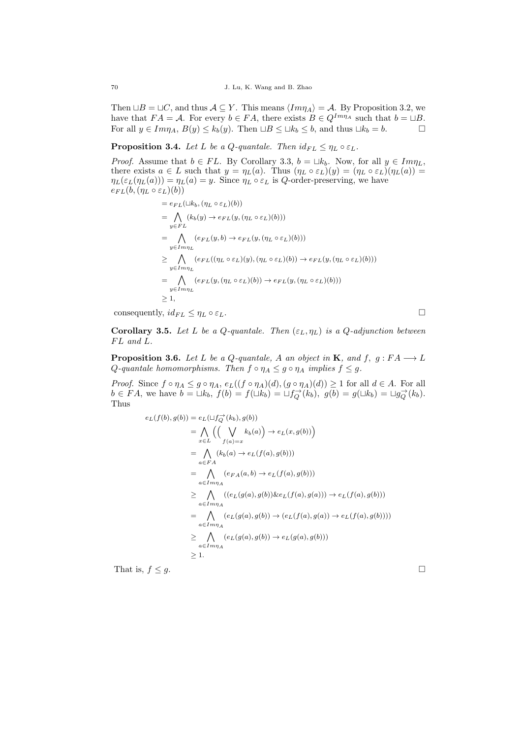Then $\sqcup B = \sqcup C$, and thus $\mathcal{A} \subseteq Y$. This means $\langle Im\eta_A \rangle = \mathcal{A}$. By Proposition 3.2, we have that $FA = \mathcal{A}$. For every $b \in FA$, there exists $B \in Q^{Im\eta_A}$ such that $b = \sqcup B$. For all $y \in Im\eta_A$, $B(y) \leq k_b(y)$. Then $\sqcup B \leq \sqcup k_b \leq b$, and thus $\sqcup k_b = b$. □

**Proposition 3.4.** *Let $L$ be a $Q$-quantale. Then $id_{FL} \leq \eta_L \circ \varepsilon_L$.*

*Proof.* Assume that $b \in FL$. By Corollary 3.3, $b = \sqcup k_b$. Now, for all $y \in Im\eta_L$, there exists $a \in L$ such that $y = \eta_L(a)$. Thus $(\eta_L \circ \varepsilon_L)(y) = (\eta_L \circ \varepsilon_L)(\eta_L(a)) = \eta_L(\varepsilon_L(\eta_L(a))) = \eta_L(a) = y$. Since $\eta_L \circ \varepsilon_L$ is $Q$-order-preserving, we have $e_{FL}(b, (\eta_L \circ \varepsilon_L)(b))$

$$
\begin{aligned}
&= e_{FL}(\sqcup k_b, (\eta_L \circ \varepsilon_L)(b)) \\
&= \bigwedge_{y \in FL} (k_b(y) \to e_{FL}(y, (\eta_L \circ \varepsilon_L)(b))) \\
&= \bigwedge_{y \in Im\eta_L} (e_{FL}(y, b) \to e_{FL}(y, (\eta_L \circ \varepsilon_L)(b))) \\
&\geq \bigwedge_{y \in Im\eta_L} (e_{FL}((\eta_L \circ \varepsilon_L)(y), (\eta_L \circ \varepsilon_L)(b)) \to e_{FL}(y, (\eta_L \circ \varepsilon_L)(b))) \\
&= \bigwedge_{y \in Im\eta_L} (e_{FL}(y, (\eta_L \circ \varepsilon_L)(b)) \to e_{FL}(y, (\eta_L \circ \varepsilon_L)(b))) \\
&\geq 1,
\end{aligned}
$$

consequently, $id_{FL} \leq \eta_L \circ \varepsilon_L$. □

**Corollary 3.5.** *Let $L$ be a $Q$-quantale. Then $(\varepsilon_L, \eta_L)$ is a $Q$-adjunction between $FL$ and $L$.*

**Proposition 3.6.** *Let $L$ be a $Q$-quantale, $A$ an object in* **K**, *and $f$, $g : FA \longrightarrow L$ $Q$-quantale homomorphisms. Then $f \circ \eta_A \leq g \circ \eta_A$ implies $f \leq g$.*

*Proof.* Since $f \circ \eta_A \leq g \circ \eta_A$, $e_L((f \circ \eta_A)(d), (g \circ \eta_A)(d)) \geq 1$ for all $d \in A$. For all $b \in FA$, we have $b = \sqcup k_b$, $f(b) = f(\sqcup k_b) = \sqcup f_Q^{\rightarrow}(k_b)$, $g(b) = g(\sqcup k_b) = \sqcup g_Q^{\rightarrow}(k_b)$. Thus

$$
\begin{aligned}
e_L(f(b), g(b)) &= e_L(\sqcup f_Q^{\rightarrow}(k_b), g(b)) \\
&= \bigwedge_{x \in L} \Big( \Big( \bigvee_{f(a)=x} k_b(a) \Big) \to e_L(x, g(b)) \Big) \\
&= \bigwedge_{a \in FA} (k_b(a) \to e_L(f(a), g(b))) \\
&= \bigwedge_{a \in Im\eta_A} (e_{FA}(a, b) \to e_L(f(a), g(b))) \\
&\geq \bigwedge_{a \in Im\eta_A} ((e_L(g(a), g(b)) \& e_L(f(a), g(a))) \to e_L(f(a), g(b))) \\
&= \bigwedge_{a \in Im\eta_A} (e_L(g(a), g(b)) \to (e_L(f(a), g(a)) \to e_L(f(a), g(b)))) \\
&\geq \bigwedge_{a \in Im\eta_A} (e_L(g(a), g(b)) \to e_L(g(a), g(b))) \\
&\geq 1.
\end{aligned}
$$

That is, $f \leq g$. □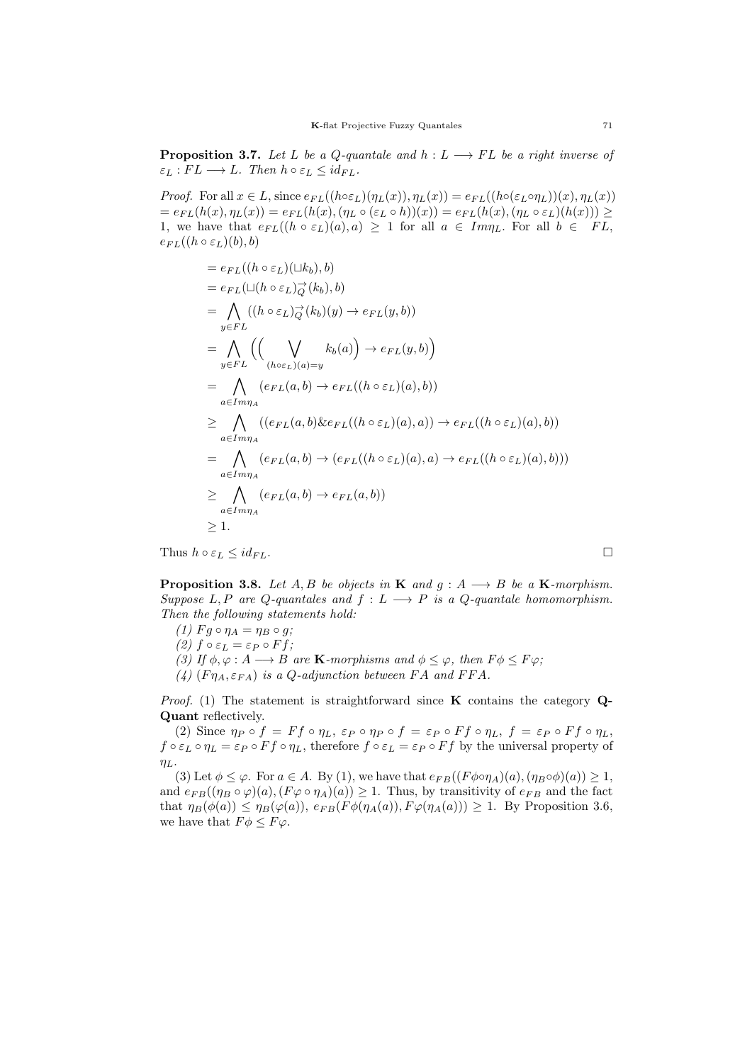**Proposition 3.7.** *Let $L$ be a $Q$-quantale and $h : L \longrightarrow FL$ be a right inverse of $\varepsilon_L : FL \longrightarrow L$. Then $h \circ \varepsilon_L \leq id_{FL}$.*

*Proof.* For all $x \in L$, since $e_{FL}((h\circ\varepsilon_L)(\eta_L(x)), \eta_L(x)) = e_{FL}((h\circ(\varepsilon_L\circ\eta_L))(x), \eta_L(x))$ $= e_{FL}(h(x), \eta_L(x)) = e_{FL}(h(x), (\eta_L \circ (\varepsilon_L \circ h))(x)) = e_{FL}(h(x), (\eta_L \circ \varepsilon_L)(h(x))) \geq 1$, we have that $e_{FL}((h \circ \varepsilon_L)(a), a) \geq 1$ for all $a \in Im\eta_L$. For all $b \in FL$, $e_{FL}((h \circ \varepsilon_L)(b), b)$

$$
\begin{aligned}
&= e_{FL}((h \circ \varepsilon_L)(\sqcup k_b), b)\\
&= e_{FL}(\sqcup (h \circ \varepsilon_L)^{\rightarrow}_{Q}(k_b), b)\\
&= \bigwedge_{y\in FL} ((h \circ \varepsilon_L)^{\rightarrow}_{Q}(k_b)(y) \to e_{FL}(y, b))\\
&= \bigwedge_{y\in FL} \Big(\Big(\bigvee_{(h\circ\varepsilon_L)(a)=y} k_b(a)\Big) \to e_{FL}(y, b)\Big)\\
&= \bigwedge_{a\in Im\eta_A} (e_{FL}(a, b) \to e_{FL}((h \circ \varepsilon_L)(a), b))\\
&\geq \bigwedge_{a\in Im\eta_A} ((e_{FL}(a, b)\& e_{FL}((h \circ \varepsilon_L)(a), a)) \to e_{FL}((h \circ \varepsilon_L)(a), b))\\
&= \bigwedge_{a\in Im\eta_A} (e_{FL}(a, b) \to (e_{FL}((h \circ \varepsilon_L)(a), a) \to e_{FL}((h \circ \varepsilon_L)(a), b)))\\
&\geq \bigwedge_{a\in Im\eta_A} (e_{FL}(a, b) \to e_{FL}(a, b))\\
&\geq 1.
\end{aligned}
$$

Thus $h \circ \varepsilon_L \leq id_{FL}$. □

**Proposition 3.8.** *Let $A, B$ be objects in* **K** *and $g : A \longrightarrow B$ be a* **K***-morphism. Suppose $L, P$ are $Q$-quantales and $f : L \longrightarrow P$ is a $Q$-quantale homomorphism. Then the following statements hold:*

*(1) $Fg \circ \eta_A = \eta_B \circ g$;*

*(2) $f \circ \varepsilon_L = \varepsilon_P \circ Ff$;*

*(3) If $\phi, \varphi : A \longrightarrow B$ are* **K***-morphisms and $\phi \leq \varphi$, then $F\phi \leq F\varphi$;*

*(4) $(F\eta_A, \varepsilon_{FA})$ is a $Q$-adjunction between $FA$ and $FFA$.*

*Proof.* (1) The statement is straightforward since **K** contains the category **Q-Quant** reflectively.

(2) Since $\eta_P \circ f = Ff \circ \eta_L$, $\varepsilon_P \circ \eta_P \circ f = \varepsilon_P \circ Ff \circ \eta_L$, $f = \varepsilon_P \circ Ff \circ \eta_L$, $f \circ \varepsilon_L \circ \eta_L = \varepsilon_P \circ Ff \circ \eta_L$, therefore $f \circ \varepsilon_L = \varepsilon_P \circ Ff$ by the universal property of $\eta_L$.

(3) Let $\phi \leq \varphi$. For $a \in A$. By (1), we have that $e_{FB}((F\phi\circ\eta_A)(a), (\eta_B\circ\phi)(a)) \geq 1$, and $e_{FB}((\eta_B \circ \varphi)(a), (F\varphi \circ \eta_A)(a)) \geq 1$. Thus, by transitivity of $e_{FB}$ and the fact that $\eta_B(\phi(a)) \leq \eta_B(\varphi(a))$, $e_{FB}(F\phi(\eta_A(a)), F\varphi(\eta_A(a))) \geq 1$. By Proposition 3.6, we have that $F\phi \leq F\varphi$.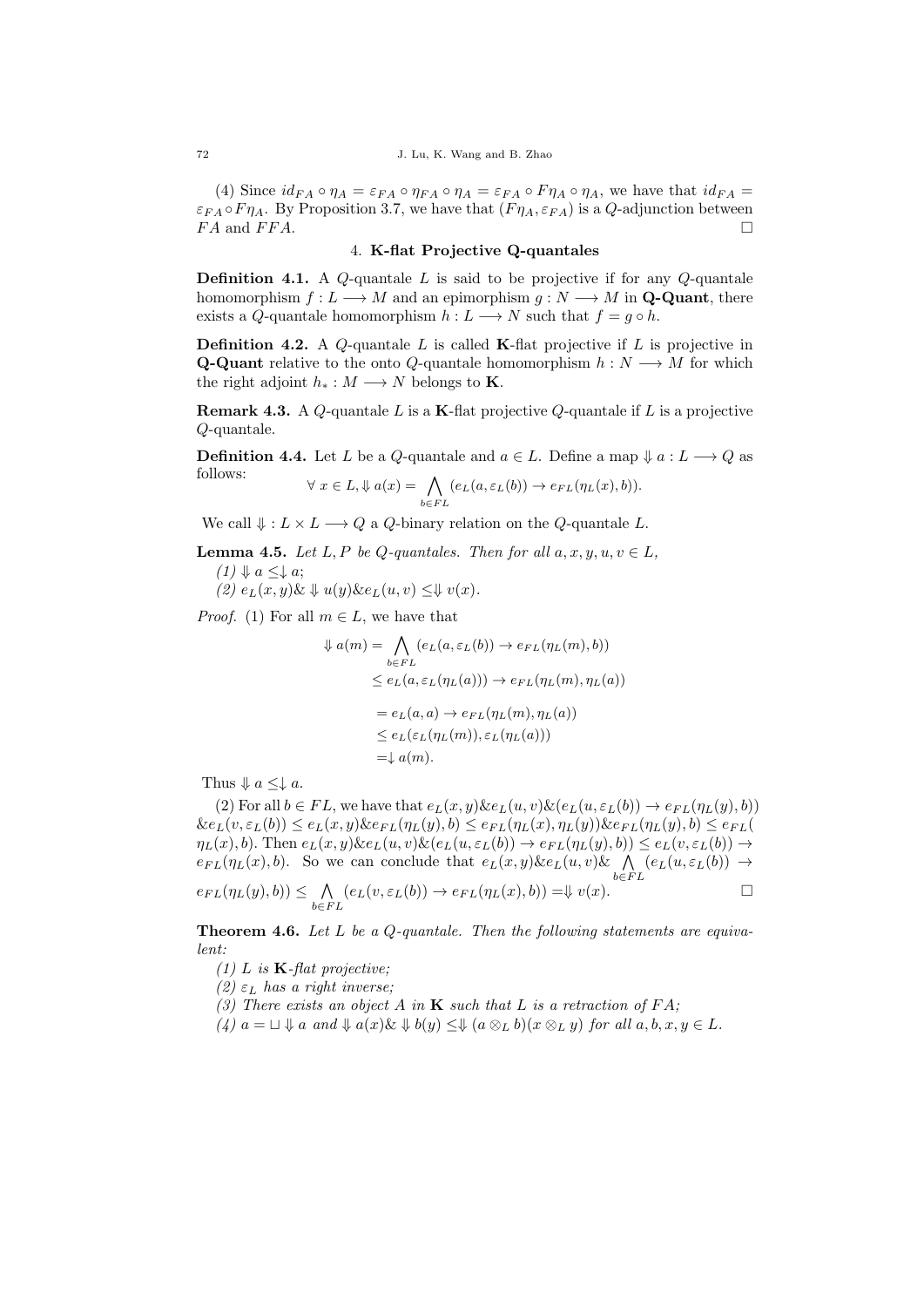(4) Since $id_{FA} \circ \eta_A = \varepsilon_{FA} \circ \eta_{FA} \circ \eta_A = \varepsilon_{FA} \circ F\eta_A \circ \eta_A$, we have that $id_{FA} = \varepsilon_{FA} \circ F\eta_A$. By Proposition 3.7, we have that $(F\eta_A, \varepsilon_{FA})$ is a $Q$-adjunction between $FA$ and $FFA$. $\square$

## 4. K-flat Projective Q-quantales

**Definition 4.1.** A $Q$-quantale $L$ is said to be projective if for any $Q$-quantale homomorphism $f : L \longrightarrow M$ and an epimorphism $g : N \longrightarrow M$ in **Q-Quant**, there exists a $Q$-quantale homomorphism $h : L \longrightarrow N$ such that $f = g \circ h$.

**Definition 4.2.** A $Q$-quantale $L$ is called **K**-flat projective if $L$ is projective in **Q-Quant** relative to the onto $Q$-quantale homomorphism $h : N \longrightarrow M$ for which the right adjoint $h_* : M \longrightarrow N$ belongs to **K**.

**Remark 4.3.** A $Q$-quantale $L$ is a **K**-flat projective $Q$-quantale if $L$ is a projective $Q$-quantale.

**Definition 4.4.** Let $L$ be a $Q$-quantale and $a \in L$. Define a map $\Downarrow a : L \longrightarrow Q$ as follows:

$$\forall\, x \in L, \Downarrow a(x) = \bigwedge_{b \in FL} (e_L(a, \varepsilon_L(b)) \rightarrow e_{FL}(\eta_L(x), b)).$$

We call $\Downarrow : L \times L \longrightarrow Q$ a $Q$-binary relation on the $Q$-quantale $L$.

**Lemma 4.5.** *Let $L, P$ be $Q$-quantales. Then for all $a, x, y, u, v \in L$,*

*(1) $\Downarrow a \leq \downarrow a$;*

*(2) $e_L(x, y) \& \Downarrow u(y) \& e_L(u, v) \leq \Downarrow v(x)$.*

*Proof.* (1) For all $m \in L$, we have that

$$\begin{aligned}
\Downarrow a(m) &= \bigwedge_{b \in FL} (e_L(a, \varepsilon_L(b)) \rightarrow e_{FL}(\eta_L(m), b)) \\
&\leq e_L(a, \varepsilon_L(\eta_L(a))) \rightarrow e_{FL}(\eta_L(m), \eta_L(a)) \\
&= e_L(a, a) \rightarrow e_{FL}(\eta_L(m), \eta_L(a)) \\
&\leq e_L(\varepsilon_L(\eta_L(m)), \varepsilon_L(\eta_L(a))) \\
&= \downarrow a(m).
\end{aligned}$$

Thus $\Downarrow a \leq \downarrow a$.

(2) For all $b \in FL$, we have that $e_L(x, y) \& e_L(u, v) \& (e_L(u, \varepsilon_L(b)) \rightarrow e_{FL}(\eta_L(y), b))$ $\& e_L(v, \varepsilon_L(b)) \leq e_L(x, y) \& e_{FL}(\eta_L(y), b) \leq e_{FL}(\eta_L(x), \eta_L(y)) \& e_{FL}(\eta_L(y), b) \leq e_{FL}(\eta_L(x), b)$. Then $e_L(x, y) \& e_L(u, v) \& (e_L(u, \varepsilon_L(b)) \rightarrow e_{FL}(\eta_L(y), b)) \leq e_L(v, \varepsilon_L(b)) \rightarrow e_{FL}(\eta_L(x), b)$. So we can conclude that $e_L(x, y) \& e_L(u, v) \& \bigwedge_{b \in FL} (e_L(u, \varepsilon_L(b)) \rightarrow e_{FL}(\eta_L(y), b)) \leq \bigwedge_{b \in FL} (e_L(v, \varepsilon_L(b)) \rightarrow e_{FL}(\eta_L(x), b)) = \Downarrow v(x)$. $\square$

**Theorem 4.6.** *Let $L$ be a $Q$-quantale. Then the following statements are equivalent:*

*(1) $L$ is **K**-flat projective;*

*(2) $\varepsilon_L$ has a right inverse;*

*(3) There exists an object $A$ in **K** such that $L$ is a retraction of $FA$;*

*(4) $a = \sqcup \Downarrow a$ and $\Downarrow a(x) \& \Downarrow b(y) \leq \Downarrow (a \otimes_L b)(x \otimes_L y)$ for all $a, b, x, y \in L$.*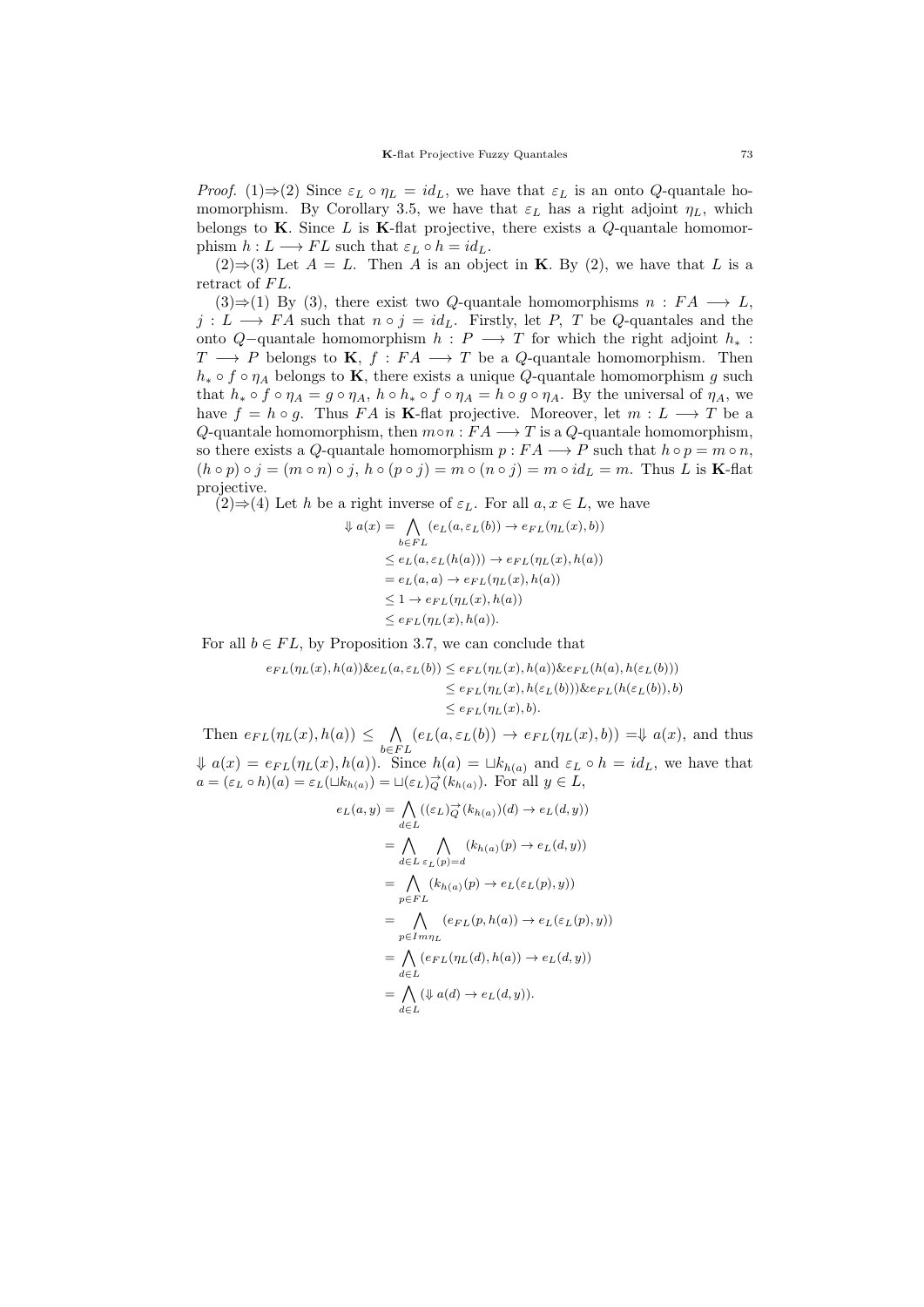*Proof.* (1)⇒(2) Since $\varepsilon_L \circ \eta_L = id_L$, we have that $\varepsilon_L$ is an onto $Q$-quantale homomorphism. By Corollary 3.5, we have that $\varepsilon_L$ has a right adjoint $\eta_L$, which belongs to **K**. Since $L$ is **K**-flat projective, there exists a $Q$-quantale homomorphism $h : L \longrightarrow FL$ such that $\varepsilon_L \circ h = id_L$.

(2)⇒(3) Let $A = L$. Then $A$ is an object in **K**. By (2), we have that $L$ is a retract of $FL$.

(3)⇒(1) By (3), there exist two $Q$-quantale homomorphisms $n : FA \longrightarrow L$, $j : L \longrightarrow FA$ such that $n \circ j = id_L$. Firstly, let $P$, $T$ be $Q$-quantales and the onto $Q-$quantale homomorphism $h : P \longrightarrow T$ for which the right adjoint $h_* : T \longrightarrow P$ belongs to **K**, $f : FA \longrightarrow T$ be a $Q$-quantale homomorphism. Then $h_* \circ f \circ \eta_A$ belongs to **K**, there exists a unique $Q$-quantale homomorphism $g$ such that $h_* \circ f \circ \eta_A = g \circ \eta_A$, $h \circ h_* \circ f \circ \eta_A = h \circ g \circ \eta_A$. By the universal of $\eta_A$, we have $f = h \circ g$. Thus $FA$ is **K**-flat projective. Moreover, let $m : L \longrightarrow T$ be a $Q$-quantale homomorphism, then $m \circ n : FA \longrightarrow T$ is a $Q$-quantale homomorphism, so there exists a $Q$-quantale homomorphism $p : FA \longrightarrow P$ such that $h \circ p = m \circ n$, $(h \circ p) \circ j = (m \circ n) \circ j$, $h \circ (p \circ j) = m \circ (n \circ j) = m \circ id_L = m$. Thus $L$ is **K**-flat projective.

(2)⇒(4) Let $h$ be a right inverse of $\varepsilon_L$. For all $a, x \in L$, we have

$$\begin{aligned}
\Downarrow a(x) &= \bigwedge_{b \in FL} (e_L(a, \varepsilon_L(b)) \to e_{FL}(\eta_L(x), b)) \\
&\leq e_L(a, \varepsilon_L(h(a))) \to e_{FL}(\eta_L(x), h(a)) \\
&= e_L(a, a) \to e_{FL}(\eta_L(x), h(a)) \\
&\leq 1 \to e_{FL}(\eta_L(x), h(a)) \\
&\leq e_{FL}(\eta_L(x), h(a)).
\end{aligned}$$

For all $b \in FL$, by Proposition 3.7, we can conclude that

$$\begin{aligned}
e_{FL}(\eta_L(x), h(a)) \& e_L(a, \varepsilon_L(b)) &\leq e_{FL}(\eta_L(x), h(a)) \& e_{FL}(h(a), h(\varepsilon_L(b))) \\
&\leq e_{FL}(\eta_L(x), h(\varepsilon_L(b))) \& e_{FL}(h(\varepsilon_L(b)), b) \\
&\leq e_{FL}(\eta_L(x), b).
\end{aligned}$$

Then $e_{FL}(\eta_L(x), h(a)) \leq \bigwedge_{b \in FL} (e_L(a, \varepsilon_L(b)) \to e_{FL}(\eta_L(x), b)) = \Downarrow a(x)$, and thus $\Downarrow a(x) = e_{FL}(\eta_L(x), h(a))$. Since $h(a) = \sqcup k_{h(a)}$ and $\varepsilon_L \circ h = id_L$, we have that $a = (\varepsilon_L \circ h)(a) = \varepsilon_L(\sqcup k_{h(a)}) = \sqcup (\varepsilon_L)^{\rightarrow}_{Q}(k_{h(a)})$. For all $y \in L$,

$$\begin{aligned}
e_L(a, y) &= \bigwedge_{d \in L} ((\varepsilon_L)^{\rightarrow}_{Q}(k_{h(a)})(d) \to e_L(d, y)) \\
&= \bigwedge_{d \in L} \bigwedge_{\varepsilon_L(p) = d} (k_{h(a)}(p) \to e_L(d, y)) \\
&= \bigwedge_{p \in FL} (k_{h(a)}(p) \to e_L(\varepsilon_L(p), y)) \\
&= \bigwedge_{p \in Im\eta_L} (e_{FL}(p, h(a)) \to e_L(\varepsilon_L(p), y)) \\
&= \bigwedge_{d \in L} (e_{FL}(\eta_L(d), h(a)) \to e_L(d, y)) \\
&= \bigwedge_{d \in L} (\Downarrow a(d) \to e_L(d, y)).
\end{aligned}$$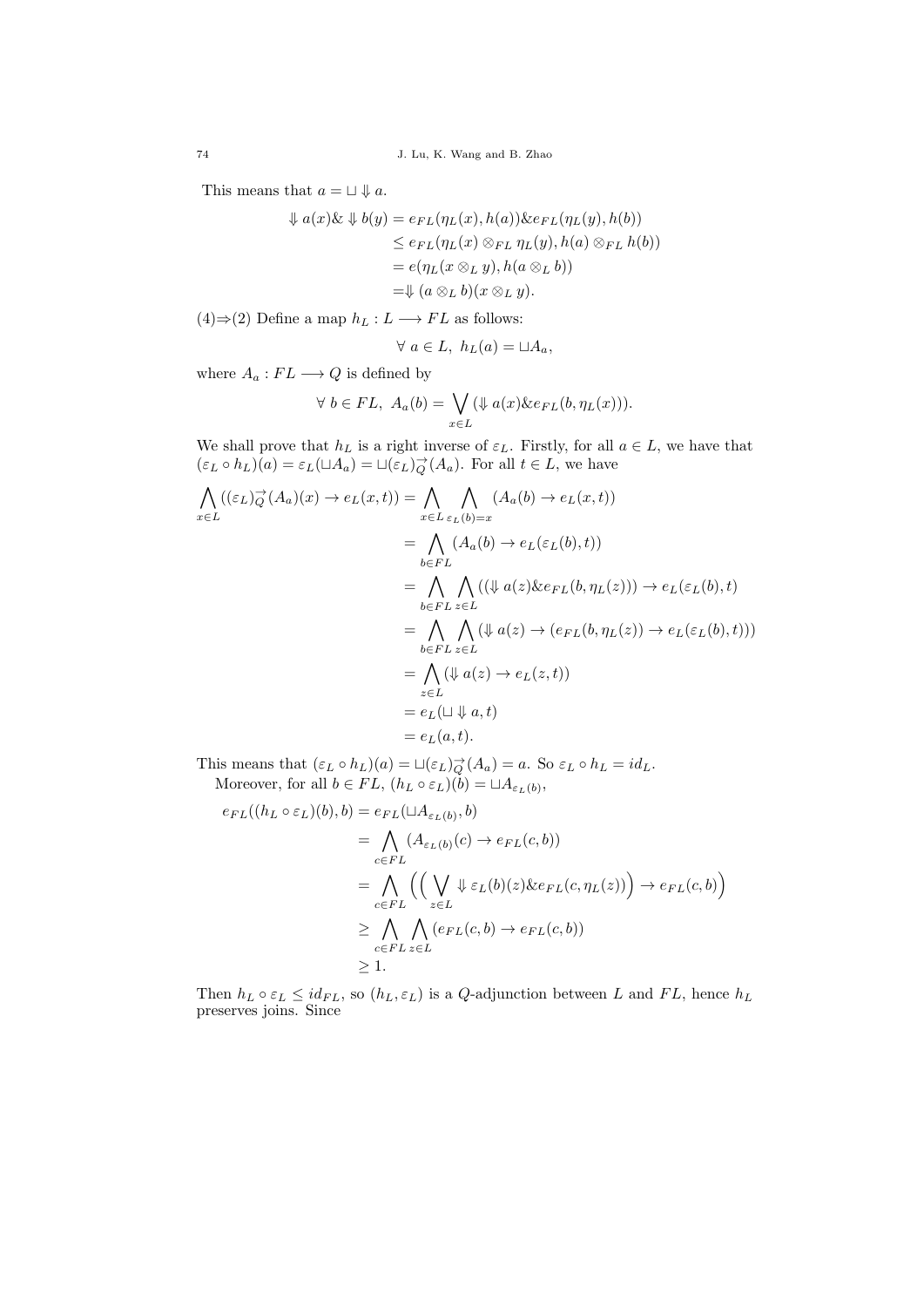This means that $a = \sqcup \Downarrow a$.

$$\begin{aligned}
\Downarrow a(x) \& \Downarrow b(y) &= e_{FL}(\eta_L(x), h(a)) \& e_{FL}(\eta_L(y), h(b)) \\
&\leq e_{FL}(\eta_L(x) \otimes_{FL} \eta_L(y), h(a) \otimes_{FL} h(b)) \\
&= e(\eta_L(x \otimes_L y), h(a \otimes_L b)) \\
&= \Downarrow (a \otimes_L b)(x \otimes_L y).
\end{aligned}$$

(4)$\Rightarrow$(2) Define a map $h_L : L \longrightarrow FL$ as follows:

$$\forall\ a \in L,\ h_L(a) = \sqcup A_a,$$

where $A_a : FL \longrightarrow Q$ is defined by

$$\forall\ b \in FL,\ A_a(b) = \bigvee_{x \in L} (\Downarrow a(x) \& e_{FL}(b, \eta_L(x))).$$

We shall prove that $h_L$ is a right inverse of $\varepsilon_L$. Firstly, for all $a \in L$, we have that $(\varepsilon_L \circ h_L)(a) = \varepsilon_L(\sqcup A_a) = \sqcup(\varepsilon_L)^{\rightarrow}_Q(A_a)$. For all $t \in L$, we have

$$\begin{aligned}
\bigwedge_{x \in L} ((\varepsilon_L)^{\rightarrow}_Q(A_a)(x) \rightarrow e_L(x, t)) &= \bigwedge_{x \in L} \bigwedge_{\varepsilon_L(b) = x} (A_a(b) \rightarrow e_L(x, t)) \\
&= \bigwedge_{b \in FL} (A_a(b) \rightarrow e_L(\varepsilon_L(b), t)) \\
&= \bigwedge_{b \in FL} \bigwedge_{z \in L} ((\Downarrow a(z) \& e_{FL}(b, \eta_L(z))) \rightarrow e_L(\varepsilon_L(b), t) \\
&= \bigwedge_{b \in FL} \bigwedge_{z \in L} (\Downarrow a(z) \rightarrow (e_{FL}(b, \eta_L(z)) \rightarrow e_L(\varepsilon_L(b), t))) \\
&= \bigwedge_{z \in L} (\Downarrow a(z) \rightarrow e_L(z, t)) \\
&= e_L(\sqcup \Downarrow a, t) \\
&= e_L(a, t).
\end{aligned}$$

This means that $(\varepsilon_L \circ h_L)(a) = \sqcup(\varepsilon_L)^{\rightarrow}_Q(A_a) = a$. So $\varepsilon_L \circ h_L = id_L$.

Moreover, for all $b \in FL$, $(h_L \circ \varepsilon_L)(b) = \sqcup A_{\varepsilon_L(b)}$,

$$\begin{aligned}
e_{FL}((h_L \circ \varepsilon_L)(b), b) &= e_{FL}(\sqcup A_{\varepsilon_L(b)}, b) \\
&= \bigwedge_{c \in FL} (A_{\varepsilon_L(b)}(c) \rightarrow e_{FL}(c, b)) \\
&= \bigwedge_{c \in FL} \Big( \Big( \bigvee_{z \in L} \Downarrow \varepsilon_L(b)(z) \& e_{FL}(c, \eta_L(z)) \Big) \rightarrow e_{FL}(c, b) \Big) \\
&\geq \bigwedge_{c \in FL} \bigwedge_{z \in L} (e_{FL}(c, b) \rightarrow e_{FL}(c, b)) \\
&\geq 1.
\end{aligned}$$

Then $h_L \circ \varepsilon_L \leq id_{FL}$, so $(h_L, \varepsilon_L)$ is a $Q$-adjunction between $L$ and $FL$, hence $h_L$ preserves joins. Since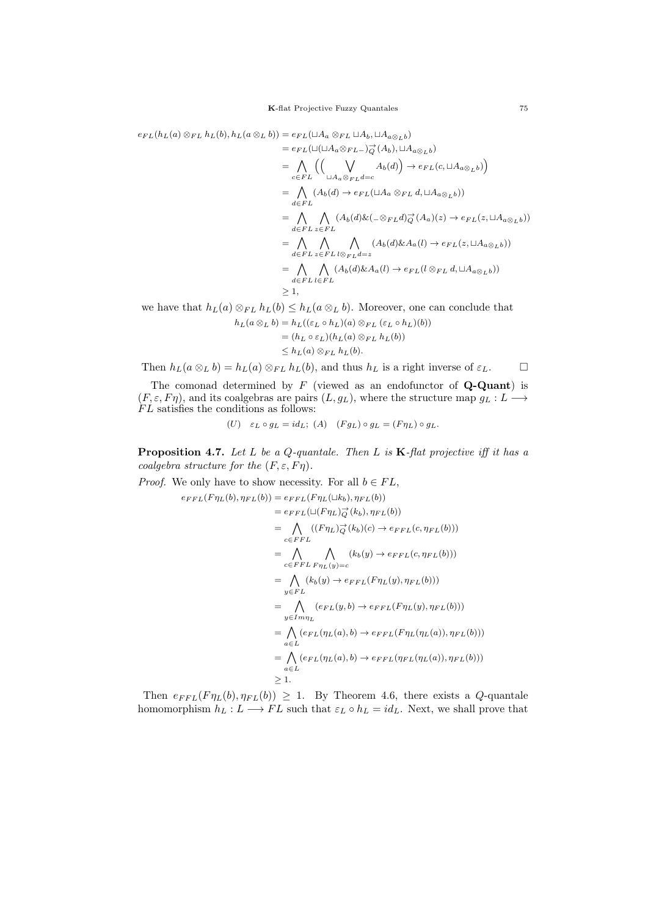$$
\begin{aligned}
e_{FL}(h_L(a)\otimes_{FL} h_L(b), h_L(a\otimes_L b)) &= e_{FL}(\sqcup A_a \otimes_{FL} \sqcup A_b, \sqcup A_{a\otimes_L b})\\
&= e_{FL}(\sqcup(\sqcup A_a \otimes_{FL} -)^{\rightarrow}_{Q}(A_b), \sqcup A_{a\otimes_L b})\\
&= \bigwedge_{c\in FL}\Big(\Big(\bigvee_{\sqcup A_a\otimes_{FL} d = c} A_b(d)\Big) \to e_{FL}(c, \sqcup A_{a\otimes_L b})\Big)\\
&= \bigwedge_{d\in FL}(A_b(d) \to e_{FL}(\sqcup A_a \otimes_{FL} d, \sqcup A_{a\otimes_L b}))\\
&= \bigwedge_{d\in FL}\bigwedge_{z\in FL}(A_b(d) \& (-\otimes_{FL} d)^{\rightarrow}_{Q}(A_a)(z) \to e_{FL}(z, \sqcup A_{a\otimes_L b}))\\
&= \bigwedge_{d\in FL}\bigwedge_{z\in FL}\bigwedge_{l\otimes_{FL} d = z}(A_b(d) \& A_a(l) \to e_{FL}(z, \sqcup A_{a\otimes_L b}))\\
&= \bigwedge_{d\in FL}\bigwedge_{l\in FL}(A_b(d) \& A_a(l) \to e_{FL}(l\otimes_{FL} d, \sqcup A_{a\otimes_L b}))\\
&\geq 1,
\end{aligned}
$$

we have that $h_L(a)\otimes_{FL} h_L(b) \leq h_L(a\otimes_L b)$. Moreover, one can conclude that

$$
\begin{aligned}
h_L(a\otimes_L b) &= h_L((\varepsilon_L \circ h_L)(a)\otimes_{FL} (\varepsilon_L \circ h_L)(b))\\
&= (h_L \circ \varepsilon_L)(h_L(a)\otimes_{FL} h_L(b))\\
&\leq h_L(a)\otimes_{FL} h_L(b).
\end{aligned}
$$

Then $h_L(a\otimes_L b) = h_L(a)\otimes_{FL} h_L(b)$, and thus $h_L$ is a right inverse of $\varepsilon_L$. □

The comonad determined by $F$ (viewed as an endofunctor of **Q-Quant**) is $(F, \varepsilon, F\eta)$, and its coalgebras are pairs $(L, g_L)$, where the structure map $g_L : L \longrightarrow FL$ satisfies the conditions as follows:

$$(U)\quad \varepsilon_L \circ g_L = id_L;\ (A)\quad (Fg_L)\circ g_L = (F\eta_L)\circ g_L.$$

**Proposition 4.7.** *Let $L$ be a $Q$-quantale. Then $L$ is* **K***-flat projective iff it has a coalgebra structure for the $(F, \varepsilon, F\eta)$.*

*Proof.* We only have to show necessity. For all $b \in FL$,

$$
\begin{aligned}
e_{FFL}(F\eta_L(b), \eta_{FL}(b)) &= e_{FFL}(F\eta_L(\sqcup k_b), \eta_{FL}(b))\\
&= e_{FFL}(\sqcup(F\eta_L)^{\rightarrow}_{Q}(k_b), \eta_{FL}(b))\\
&= \bigwedge_{c\in FFL}((F\eta_L)^{\rightarrow}_{Q}(k_b)(c) \to e_{FFL}(c, \eta_{FL}(b)))\\
&= \bigwedge_{c\in FFL}\bigwedge_{F\eta_L(y)=c}(k_b(y) \to e_{FFL}(c, \eta_{FL}(b)))\\
&= \bigwedge_{y\in FL}(k_b(y) \to e_{FFL}(F\eta_L(y), \eta_{FL}(b)))\\
&= \bigwedge_{y\in Im\eta_L}(e_{FL}(y, b) \to e_{FFL}(F\eta_L(y), \eta_{FL}(b)))\\
&= \bigwedge_{a\in L}(e_{FL}(\eta_L(a), b) \to e_{FFL}(F\eta_L(\eta_L(a)), \eta_{FL}(b)))\\
&= \bigwedge_{a\in L}(e_{FL}(\eta_L(a), b) \to e_{FFL}(\eta_{FL}(\eta_L(a)), \eta_{FL}(b)))\\
&\geq 1.
\end{aligned}
$$

Then $e_{FFL}(F\eta_L(b), \eta_{FL}(b)) \geq 1$. By Theorem 4.6, there exists a $Q$-quantale homomorphism $h_L : L \longrightarrow FL$ such that $\varepsilon_L \circ h_L = id_L$. Next, we shall prove that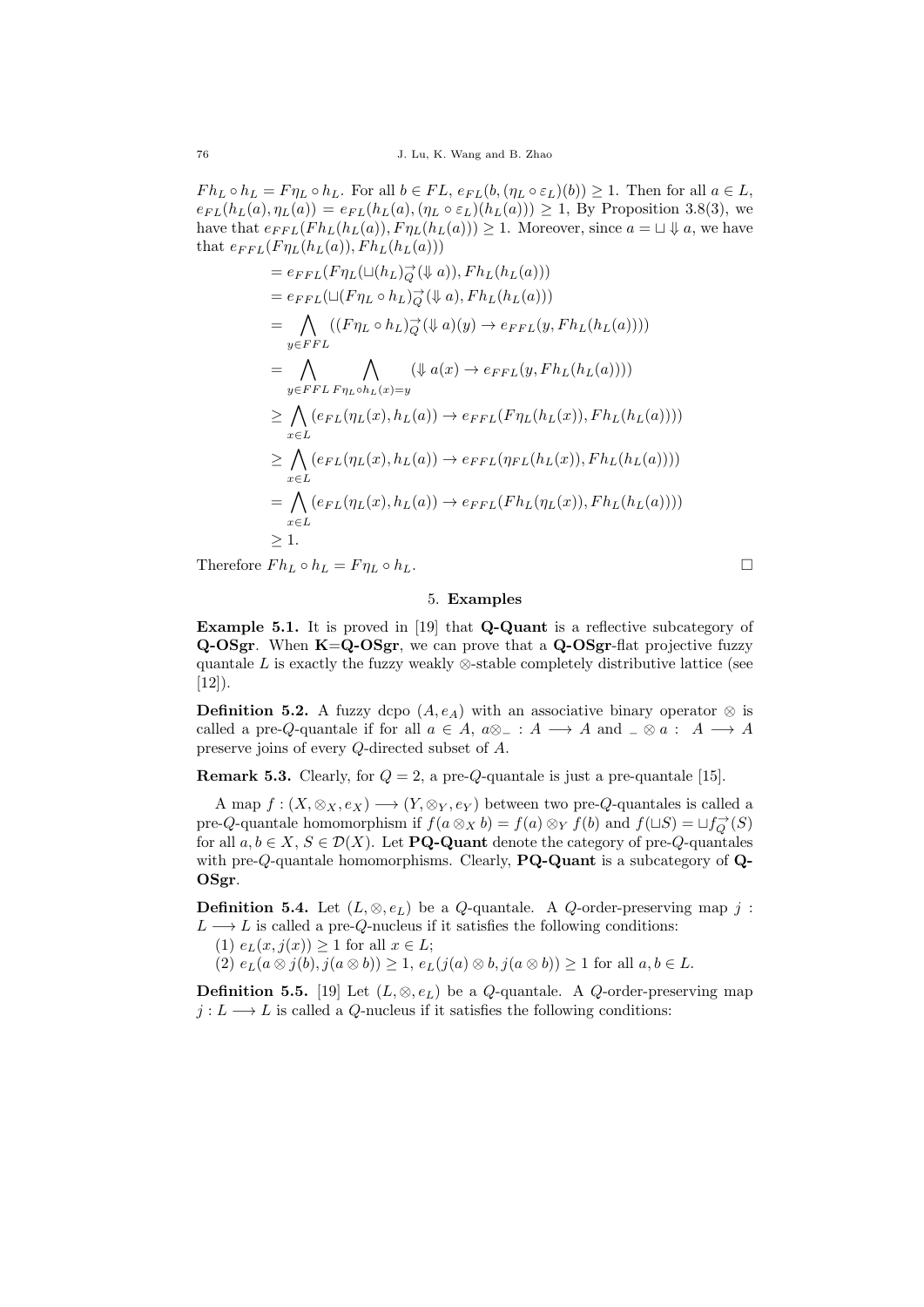$Fh_L \circ h_L = F\eta_L \circ h_L$. For all $b \in FL$, $e_{FL}(b, (\eta_L \circ \varepsilon_L)(b)) \geq 1$. Then for all $a \in L$, $e_{FL}(h_L(a), \eta_L(a)) = e_{FL}(h_L(a), (\eta_L \circ \varepsilon_L)(h_L(a))) \geq 1$, By Proposition 3.8(3), we have that $e_{FFL}(Fh_L(h_L(a)), F\eta_L(h_L(a))) \geq 1$. Moreover, since $a = \sqcup \Downarrow a$, we have that $e_{FFL}(F\eta_L(h_L(a)), Fh_L(h_L(a)))$

$$
\begin{aligned}
&= e_{FFL}(F\eta_L(\sqcup (h_L)_Q^{\rightarrow}(\Downarrow a)), Fh_L(h_L(a))) \\
&= e_{FFL}(\sqcup (F\eta_L \circ h_L)_Q^{\rightarrow}(\Downarrow a), Fh_L(h_L(a))) \\
&= \bigwedge_{y \in FFL} ((F\eta_L \circ h_L)_Q^{\rightarrow}(\Downarrow a)(y) \rightarrow e_{FFL}(y, Fh_L(h_L(a)))) \\
&= \bigwedge_{y \in FFL} \bigwedge_{F\eta_L \circ h_L(x) = y} (\Downarrow a(x) \rightarrow e_{FFL}(y, Fh_L(h_L(a)))) \\
&\geq \bigwedge_{x \in L} (e_{FL}(\eta_L(x), h_L(a)) \rightarrow e_{FFL}(F\eta_L(h_L(x)), Fh_L(h_L(a)))) \\
&\geq \bigwedge_{x \in L} (e_{FL}(\eta_L(x), h_L(a)) \rightarrow e_{FFL}(\eta_{FL}(h_L(x)), Fh_L(h_L(a)))) \\
&= \bigwedge_{x \in L} (e_{FL}(\eta_L(x), h_L(a)) \rightarrow e_{FFL}(Fh_L(\eta_L(x)), Fh_L(h_L(a)))) \\
&\geq 1.
\end{aligned}
$$

Therefore $Fh_L \circ h_L = F\eta_L \circ h_L$. □

## 5. Examples

**Example 5.1.** It is proved in [19] that **Q-Quant** is a reflective subcategory of **Q-OSgr**. When **K**=**Q-OSgr**, we can prove that a **Q-OSgr**-flat projective fuzzy quantale $L$ is exactly the fuzzy weakly $\otimes$-stable completely distributive lattice (see [12]).

**Definition 5.2.** A fuzzy dcpo $(A, e_A)$ with an associative binary operator $\otimes$ is called a pre-$Q$-quantale if for all $a \in A$, $a \otimes \_ : A \longrightarrow A$ and $\_ \otimes a : A \longrightarrow A$ preserve joins of every $Q$-directed subset of $A$.

**Remark 5.3.** Clearly, for $Q = 2$, a pre-$Q$-quantale is just a pre-quantale [15].

A map $f : (X, \otimes_X, e_X) \longrightarrow (Y, \otimes_Y, e_Y)$ between two pre-$Q$-quantales is called a pre-$Q$-quantale homomorphism if $f(a \otimes_X b) = f(a) \otimes_Y f(b)$ and $f(\sqcup S) = \sqcup f_Q^{\rightarrow}(S)$ for all $a, b \in X$, $S \in \mathcal{D}(X)$. Let **PQ-Quant** denote the category of pre-$Q$-quantales with pre-$Q$-quantale homomorphisms. Clearly, **PQ-Quant** is a subcategory of **Q-OSgr**.

**Definition 5.4.** Let $(L, \otimes, e_L)$ be a $Q$-quantale. A $Q$-order-preserving map $j : L \longrightarrow L$ is called a pre-$Q$-nucleus if it satisfies the following conditions:

(1) $e_L(x, j(x)) \geq 1$ for all $x \in L$;

(2) $e_L(a \otimes j(b), j(a \otimes b)) \geq 1$, $e_L(j(a) \otimes b, j(a \otimes b)) \geq 1$ for all $a, b \in L$.

**Definition 5.5.** [19] Let $(L, \otimes, e_L)$ be a $Q$-quantale. A $Q$-order-preserving map $j : L \longrightarrow L$ is called a $Q$-nucleus if it satisfies the following conditions: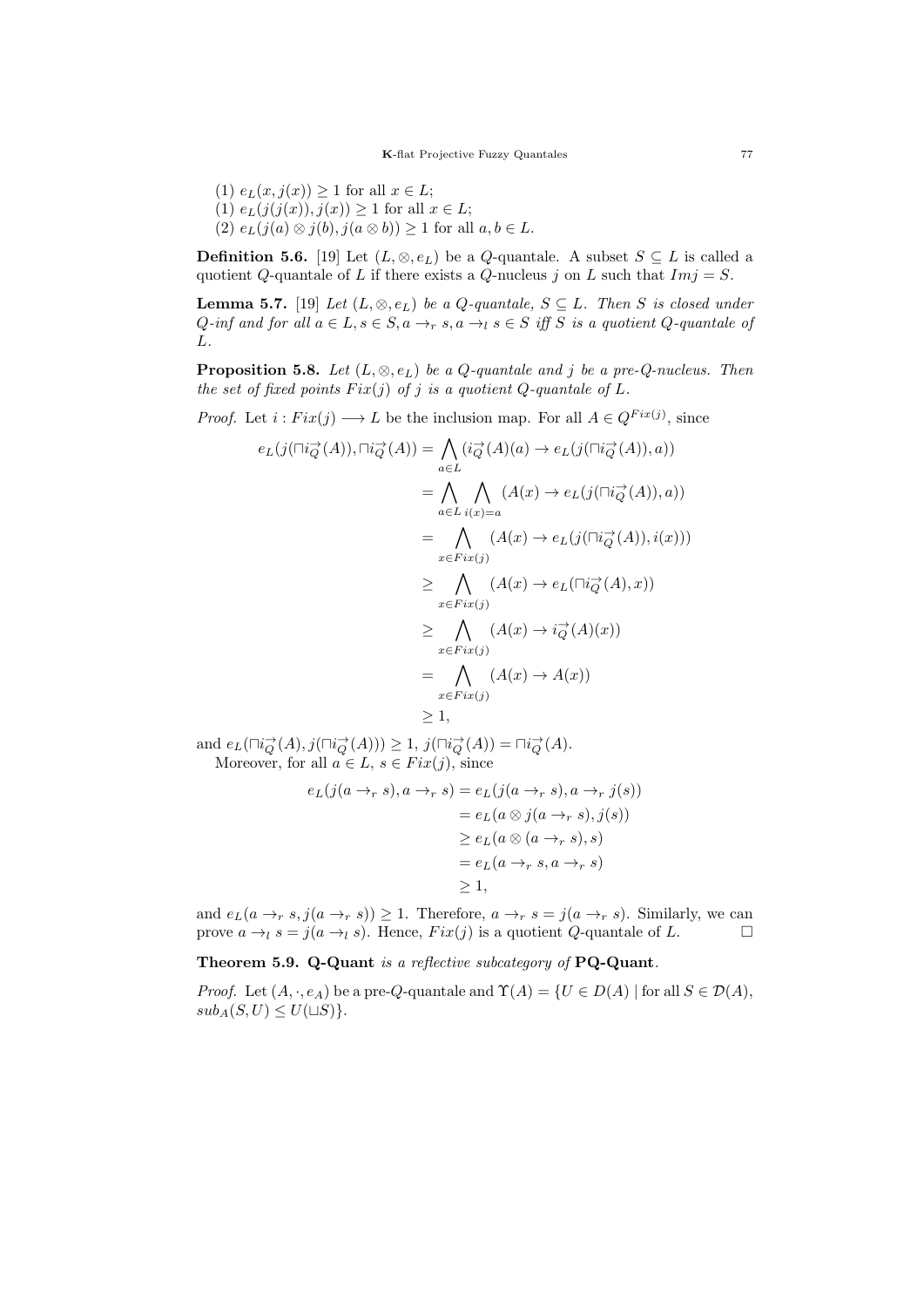(1) $e_L(x, j(x)) \geq 1$ for all $x \in L$;

(1) $e_L(j(j(x)), j(x)) \geq 1$ for all $x \in L$;

(2) $e_L(j(a) \otimes j(b), j(a \otimes b)) \geq 1$ for all $a, b \in L$.

**Definition 5.6.** [19] Let $(L, \otimes, e_L)$ be a $Q$-quantale. A subset $S \subseteq L$ is called a quotient $Q$-quantale of $L$ if there exists a $Q$-nucleus $j$ on $L$ such that $Imj = S$.

**Lemma 5.7.** [19] *Let $(L, \otimes, e_L)$ be a $Q$-quantale, $S \subseteq L$. Then $S$ is closed under $Q$-inf and for all $a \in L, s \in S, a \to_r s, a \to_l s \in S$ iff $S$ is a quotient $Q$-quantale of $L$.*

**Proposition 5.8.** *Let $(L, \otimes, e_L)$ be a $Q$-quantale and $j$ be a pre-$Q$-nucleus. Then the set of fixed points $Fix(j)$ of $j$ is a quotient $Q$-quantale of $L$.*

*Proof.* Let $i : Fix(j) \longrightarrow L$ be the inclusion map. For all $A \in Q^{Fix(j)}$, since

$$
\begin{aligned}
e_L(j(\sqcap i_Q^{\rightarrow}(A)), \sqcap i_Q^{\rightarrow}(A)) &= \bigwedge_{a \in L} (i_Q^{\rightarrow}(A)(a) \to e_L(j(\sqcap i_Q^{\rightarrow}(A)), a)) \\
&= \bigwedge_{a \in L} \bigwedge_{i(x)=a} (A(x) \to e_L(j(\sqcap i_Q^{\rightarrow}(A)), a)) \\
&= \bigwedge_{x \in Fix(j)} (A(x) \to e_L(j(\sqcap i_Q^{\rightarrow}(A)), i(x))) \\
&\geq \bigwedge_{x \in Fix(j)} (A(x) \to e_L(\sqcap i_Q^{\rightarrow}(A), x)) \\
&\geq \bigwedge_{x \in Fix(j)} (A(x) \to i_Q^{\rightarrow}(A)(x)) \\
&= \bigwedge_{x \in Fix(j)} (A(x) \to A(x)) \\
&\geq 1,
\end{aligned}
$$

and $e_L(\sqcap i_Q^{\rightarrow}(A), j(\sqcap i_Q^{\rightarrow}(A))) \geq 1$, $j(\sqcap i_Q^{\rightarrow}(A)) = \sqcap i_Q^{\rightarrow}(A)$.

Moreover, for all $a \in L$, $s \in Fix(j)$, since

$$
\begin{aligned}
e_L(j(a \to_r s), a \to_r s) &= e_L(j(a \to_r s), a \to_r j(s)) \\
&= e_L(a \otimes j(a \to_r s), j(s)) \\
&\geq e_L(a \otimes (a \to_r s), s) \\
&= e_L(a \to_r s, a \to_r s) \\
&\geq 1,
\end{aligned}
$$

and $e_L(a \to_r s, j(a \to_r s)) \geq 1$. Therefore, $a \to_r s = j(a \to_r s)$. Similarly, we can prove $a \to_l s = j(a \to_l s)$. Hence, $Fix(j)$ is a quotient $Q$-quantale of $L$. $\square$

**Theorem 5.9. Q-Quant** *is a reflective subcategory of* **PQ-Quant**.

*Proof.* Let $(A, \cdot, e_A)$ be a pre-$Q$-quantale and $\Upsilon(A) = \{U \in D(A) \mid$ for all $S \in \mathcal{D}(A)$, $sub_A(S, U) \leq U(\sqcup S)\}$.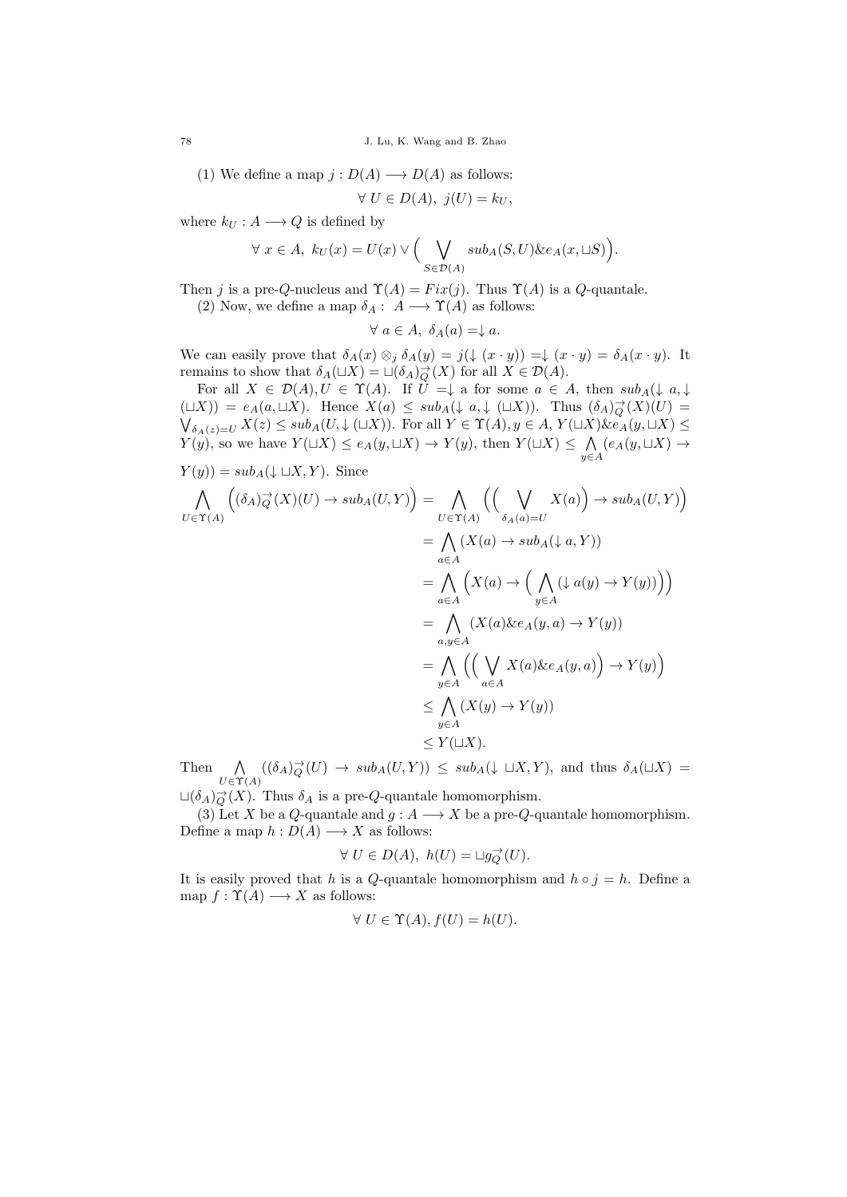(1) We define a map $j : D(A) \longrightarrow D(A)$ as follows:

$$\forall\ U \in D(A),\ j(U) = k_U,$$

where $k_U : A \longrightarrow Q$ is defined by

$$\forall\ x \in A,\ k_U(x) = U(x) \vee \Big( \bigvee_{S \in \mathcal{D}(A)} sub_A(S, U) \& e_A(x, \sqcup S) \Big).$$

Then $j$ is a pre-$Q$-nucleus and $\Upsilon(A) = Fix(j)$. Thus $\Upsilon(A)$ is a $Q$-quantale.

(2) Now, we define a map $\delta_A :\ A \longrightarrow \Upsilon(A)$ as follows:

$$\forall\ a \in A,\ \delta_A(a) = \downarrow a.$$

We can easily prove that $\delta_A(x) \otimes_j \delta_A(y) = j(\downarrow (x \cdot y)) = \downarrow (x \cdot y) = \delta_A(x \cdot y)$. It remains to show that $\delta_A(\sqcup X) = \sqcup (\delta_A)^{\rightarrow}_Q(X)$ for all $X \in \mathcal{D}(A)$.

For all $X \in \mathcal{D}(A), U \in \Upsilon(A)$. If $U = \downarrow a$ for some $a \in A$, then $sub_A(\downarrow a, \downarrow (\sqcup X)) = e_A(a, \sqcup X)$. Hence $X(a) \leq sub_A(\downarrow a, \downarrow (\sqcup X))$. Thus $(\delta_A)^{\rightarrow}_Q(X)(U) = \bigvee_{\delta_A(z)=U} X(z) \leq sub_A(U, \downarrow (\sqcup X))$. For all $Y \in \Upsilon(A), y \in A$, $Y(\sqcup X) \& e_A(y, \sqcup X) \leq Y(y)$, so we have $Y(\sqcup X) \leq e_A(y, \sqcup X) \rightarrow Y(y)$, then $Y(\sqcup X) \leq \bigwedge_{y \in A} (e_A(y, \sqcup X) \rightarrow Y(y)) = sub_A(\downarrow \sqcup X, Y)$. Since

$$\begin{aligned}
\bigwedge_{U \in \Upsilon(A)} \Big( (\delta_A)^{\rightarrow}_Q(X)(U) \rightarrow sub_A(U, Y) \Big) &= \bigwedge_{U \in \Upsilon(A)} \Big( \Big( \bigvee_{\delta_A(a)=U} X(a) \Big) \rightarrow sub_A(U, Y) \Big) \\
&= \bigwedge_{a \in A} (X(a) \rightarrow sub_A(\downarrow a, Y)) \\
&= \bigwedge_{a \in A} \Big( X(a) \rightarrow \Big( \bigwedge_{y \in A} (\downarrow a(y) \rightarrow Y(y)) \Big) \Big) \\
&= \bigwedge_{a, y \in A} (X(a) \& e_A(y, a) \rightarrow Y(y)) \\
&= \bigwedge_{y \in A} \Big( \Big( \bigvee_{a \in A} X(a) \& e_A(y, a) \Big) \rightarrow Y(y) \Big) \\
&\leq \bigwedge_{y \in A} (X(y) \rightarrow Y(y)) \\
&\leq Y(\sqcup X).
\end{aligned}$$

Then $\bigwedge_{U \in \Upsilon(A)} ((\delta_A)^{\rightarrow}_Q(U) \rightarrow sub_A(U, Y)) \leq sub_A(\downarrow \sqcup X, Y)$, and thus $\delta_A(\sqcup X) = \sqcup (\delta_A)^{\rightarrow}_Q(X)$. Thus $\delta_A$ is a pre-$Q$-quantale homomorphism.

(3) Let $X$ be a $Q$-quantale and $g : A \longrightarrow X$ be a pre-$Q$-quantale homomorphism. Define a map $h : D(A) \longrightarrow X$ as follows:

$$\forall\ U \in D(A),\ h(U) = \sqcup g^{\rightarrow}_Q(U).$$

It is easily proved that $h$ is a $Q$-quantale homomorphism and $h \circ j = h$. Define a map $f : \Upsilon(A) \longrightarrow X$ as follows:

$$\forall\ U \in \Upsilon(A), f(U) = h(U).$$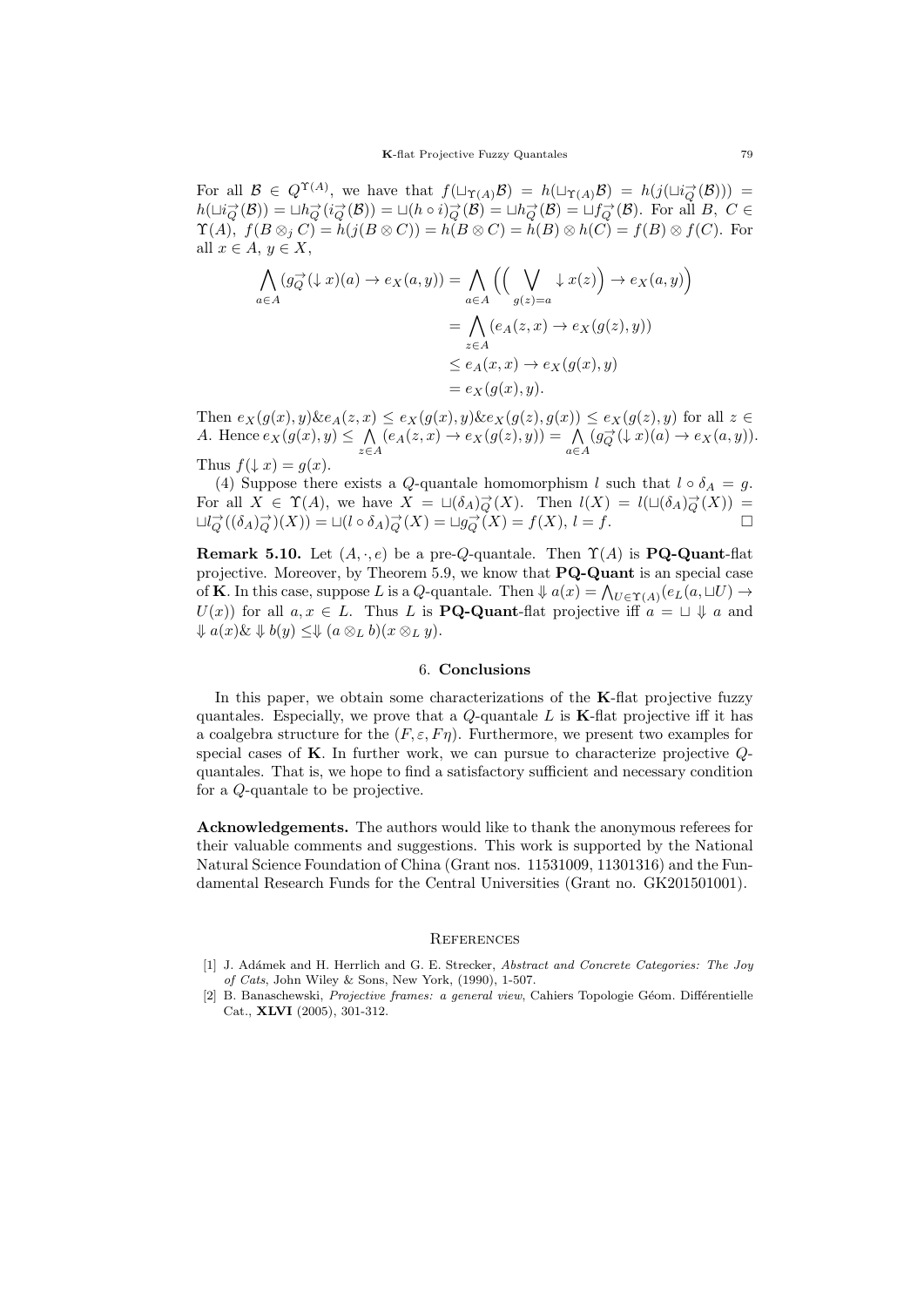For all $\mathcal{B} \in Q^{\Upsilon(A)}$, we have that $f(\sqcup_{\Upsilon(A)}\mathcal{B}) = h(\sqcup_{\Upsilon(A)}\mathcal{B}) = h(j(\sqcup i_Q^{\rightarrow}(\mathcal{B}))) = h(\sqcup i_Q^{\rightarrow}(\mathcal{B})) = \sqcup h_Q^{\rightarrow}(i_Q^{\rightarrow}(\mathcal{B})) = \sqcup(h \circ i)_Q^{\rightarrow}(\mathcal{B}) = \sqcup h_Q^{\rightarrow}(\mathcal{B}) = \sqcup f_Q^{\rightarrow}(\mathcal{B})$. For all $B,\ C \in \Upsilon(A)$, $f(B \otimes_j C) = h(j(B \otimes C)) = h(B \otimes C) = h(B) \otimes h(C) = f(B) \otimes f(C)$. For all $x \in A$, $y \in X$,

$$
\begin{aligned}
\bigwedge_{a\in A}(g_Q^{\rightarrow}(\downarrow x)(a) \to e_X(a,y)) &= \bigwedge_{a\in A}\Big(\Big(\bigvee_{g(z)=a}\downarrow x(z)\Big) \to e_X(a,y)\Big)\\
&= \bigwedge_{z\in A}(e_A(z,x) \to e_X(g(z),y))\\
&\le e_A(x,x) \to e_X(g(x),y)\\
&= e_X(g(x),y).
\end{aligned}
$$

Then $e_X(g(x),y)\&e_A(z,x) \le e_X(g(x),y)\&e_X(g(z),g(x)) \le e_X(g(z),y)$ for all $z \in A$. Hence $e_X(g(x),y) \le \bigwedge_{z\in A}(e_A(z,x) \to e_X(g(z),y)) = \bigwedge_{a\in A}(g_Q^{\rightarrow}(\downarrow x)(a) \to e_X(a,y))$. Thus $f(\downarrow x) = g(x)$.

(4) Suppose there exists a $Q$-quantale homomorphism $l$ such that $l \circ \delta_A = g$. For all $X \in \Upsilon(A)$, we have $X = \sqcup(\delta_A)_Q^{\rightarrow}(X)$. Then $l(X) = l(\sqcup(\delta_A)_Q^{\rightarrow}(X)) = \sqcup l_Q^{\rightarrow}((\delta_A)_Q^{\rightarrow})(X)) = \sqcup(l \circ \delta_A)_Q^{\rightarrow}(X) = \sqcup g_Q^{\rightarrow}(X) = f(X)$, $l = f$. $\square$

**Remark 5.10.** Let $(A, \cdot, e)$ be a pre-$Q$-quantale. Then $\Upsilon(A)$ is **PQ-Quant**-flat projective. Moreover, by Theorem 5.9, we know that **PQ-Quant** is an special case of **K**. In this case, suppose $L$ is a $Q$-quantale. Then $\Downarrow a(x) = \bigwedge_{U\in\Upsilon(A)}(e_L(a, \sqcup U) \to U(x))$ for all $a, x \in L$. Thus $L$ is **PQ-Quant**-flat projective iff $a = \sqcup \Downarrow a$ and $\Downarrow a(x)\& \Downarrow b(y) \le \Downarrow (a \otimes_L b)(x \otimes_L y)$.

## 6. Conclusions

In this paper, we obtain some characterizations of the **K**-flat projective fuzzy quantales. Especially, we prove that a $Q$-quantale $L$ is **K**-flat projective iff it has a coalgebra structure for the $(F, \varepsilon, F\eta)$. Furthermore, we present two examples for special cases of **K**. In further work, we can pursue to characterize projective $Q$-quantales. That is, we hope to find a satisfactory sufficient and necessary condition for a $Q$-quantale to be projective.

**Acknowledgements.** The authors would like to thank the anonymous referees for their valuable comments and suggestions. This work is supported by the National Natural Science Foundation of China (Grant nos. 11531009, 11301316) and the Fundamental Research Funds for the Central Universities (Grant no. GK201501001).

## References

[1] J. Adámek and H. Herrlich and G. E. Strecker, *Abstract and Concrete Categories: The Joy of Cats*, John Wiley & Sons, New York, (1990), 1-507.

[2] B. Banaschewski, *Projective frames: a general view*, Cahiers Topologie Géom. Différentielle Cat., **XLVI** (2005), 301-312.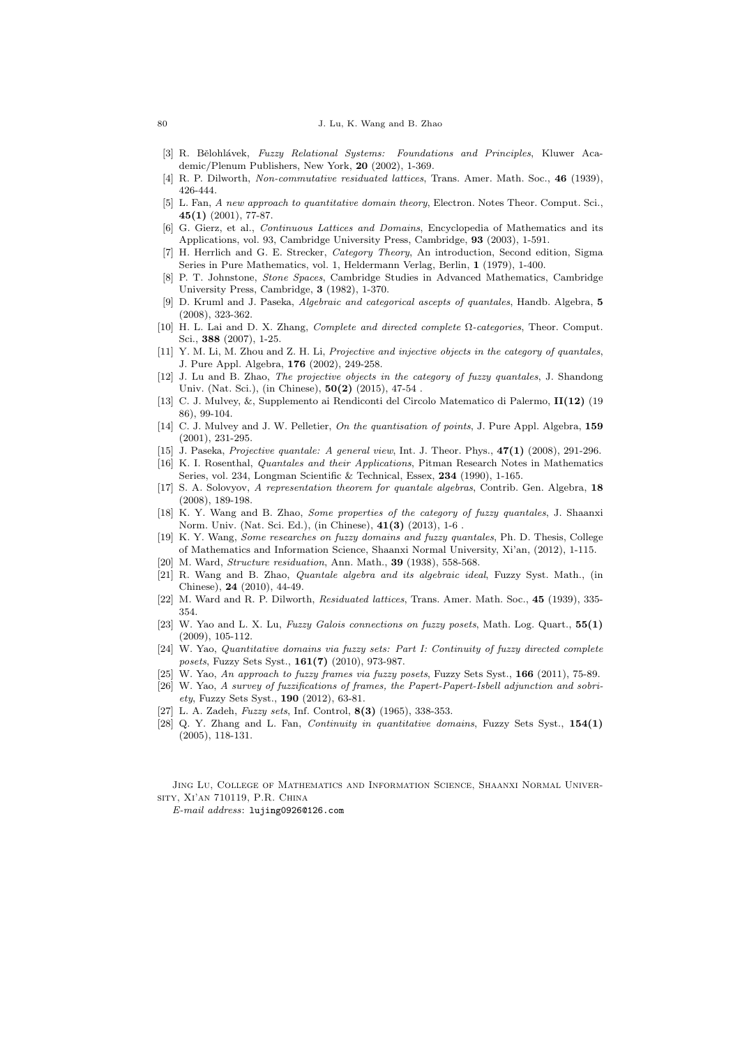- [3] R. Bělohlávek, *Fuzzy Relational Systems: Foundations and Principles*, Kluwer Academic/Plenum Publishers, New York, **20** (2002), 1-369.
- [4] R. P. Dilworth, *Non-commutative residuated lattices*, Trans. Amer. Math. Soc., **46** (1939), 426-444.
- [5] L. Fan, *A new approach to quantitative domain theory*, Electron. Notes Theor. Comput. Sci., **45(1)** (2001), 77-87.
- [6] G. Gierz, et al., *Continuous Lattices and Domains*, Encyclopedia of Mathematics and its Applications, vol. 93, Cambridge University Press, Cambridge, **93** (2003), 1-591.
- [7] H. Herrlich and G. E. Strecker, *Category Theory*, An introduction, Second edition, Sigma Series in Pure Mathematics, vol. 1, Heldermann Verlag, Berlin, **1** (1979), 1-400.
- [8] P. T. Johnstone, *Stone Spaces*, Cambridge Studies in Advanced Mathematics, Cambridge University Press, Cambridge, **3** (1982), 1-370.
- [9] D. Kruml and J. Paseka, *Algebraic and categorical ascepts of quantales*, Handb. Algebra, **5** (2008), 323-362.
- [10] H. L. Lai and D. X. Zhang, *Complete and directed complete Ω-categories*, Theor. Comput. Sci., **388** (2007), 1-25.
- [11] Y. M. Li, M. Zhou and Z. H. Li, *Projective and injective objects in the category of quantales*, J. Pure Appl. Algebra, **176** (2002), 249-258.
- [12] J. Lu and B. Zhao, *The projective objects in the category of fuzzy quantales*, J. Shandong Univ. (Nat. Sci.), (in Chinese), **50(2)** (2015), 47-54 .
- [13] C. J. Mulvey, &, Supplemento ai Rendiconti del Circolo Matematico di Palermo, **II(12)** (19 86), 99-104.
- [14] C. J. Mulvey and J. W. Pelletier, *On the quantisation of points*, J. Pure Appl. Algebra, **159** (2001), 231-295.
- [15] J. Paseka, *Projective quantale: A general view*, Int. J. Theor. Phys., **47(1)** (2008), 291-296.
- [16] K. I. Rosenthal, *Quantales and their Applications*, Pitman Research Notes in Mathematics Series, vol. 234, Longman Scientific & Technical, Essex, **234** (1990), 1-165.
- [17] S. A. Solovyov, *A representation theorem for quantale algebras*, Contrib. Gen. Algebra, **18** (2008), 189-198.
- [18] K. Y. Wang and B. Zhao, *Some properties of the category of fuzzy quantales*, J. Shaanxi Norm. Univ. (Nat. Sci. Ed.), (in Chinese), **41(3)** (2013), 1-6 .
- [19] K. Y. Wang, *Some researches on fuzzy domains and fuzzy quantales*, Ph. D. Thesis, College of Mathematics and Information Science, Shaanxi Normal University, Xi'an, (2012), 1-115.
- [20] M. Ward, *Structure residuation*, Ann. Math., **39** (1938), 558-568.
- [21] R. Wang and B. Zhao, *Quantale algebra and its algebraic ideal*, Fuzzy Syst. Math., (in Chinese), **24** (2010), 44-49.
- [22] M. Ward and R. P. Dilworth, *Residuated lattices*, Trans. Amer. Math. Soc., **45** (1939), 335-354.
- [23] W. Yao and L. X. Lu, *Fuzzy Galois connections on fuzzy posets*, Math. Log. Quart., **55(1)** (2009), 105-112.
- [24] W. Yao, *Quantitative domains via fuzzy sets: Part I: Continuity of fuzzy directed complete posets*, Fuzzy Sets Syst., **161(7)** (2010), 973-987.
- [25] W. Yao, *An approach to fuzzy frames via fuzzy posets*, Fuzzy Sets Syst., **166** (2011), 75-89.
- [26] W. Yao, *A survey of fuzzifications of frames, the Papert-Papert-Isbell adjunction and sobriety*, Fuzzy Sets Syst., **190** (2012), 63-81.
- [27] L. A. Zadeh, *Fuzzy sets*, Inf. Control, **8(3)** (1965), 338-353.
- [28] Q. Y. Zhang and L. Fan, *Continuity in quantitative domains*, Fuzzy Sets Syst., **154(1)** (2005), 118-131.

Jing Lu, College of Mathematics and Information Science, Shaanxi Normal University, Xi'an 710119, P.R. China

*E-mail address*: lujing0926@126.com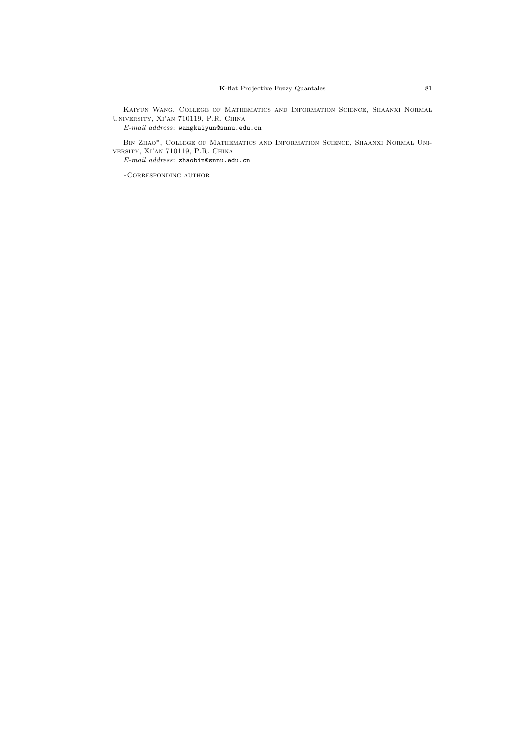Kaiyun Wang, College of Mathematics and Information Science, Shaanxi Normal University, Xi'an 710119, P.R. China

*E-mail address*: wangkaiyun@snnu.edu.cn

Bin Zhao*, College of Mathematics and Information Science, Shaanxi Normal University, Xi'an 710119, P.R. China

*E-mail address*: zhaobin@snnu.edu.cn

*Corresponding author